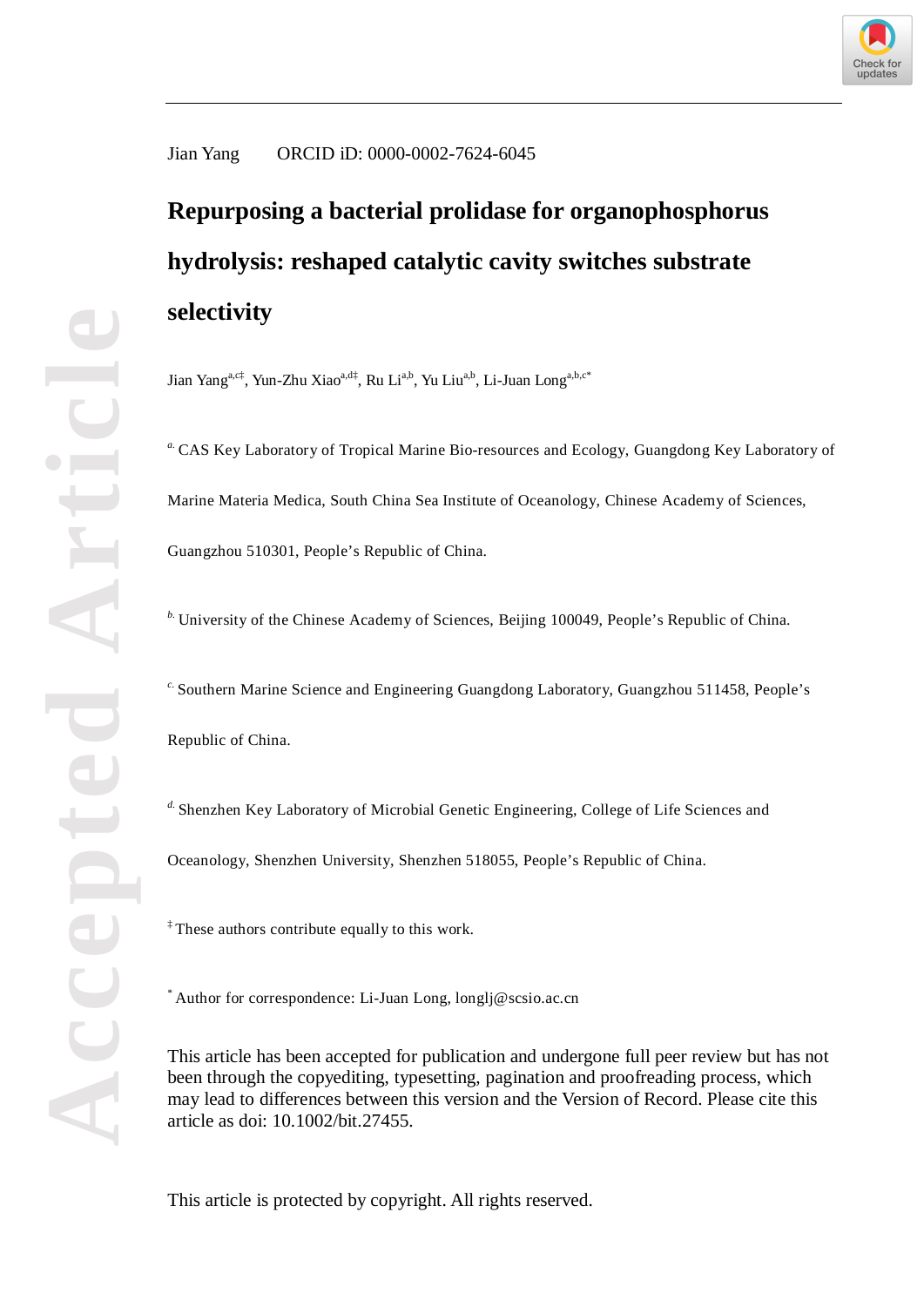Jian Yang ORCID iD: 0000-0002-7624-6045

# Repurposing a bacterial prolidase for organophosphorus hydrolysis: reshaped catalytic cavity switches substrate selectivity

Jian Yang[a,c‡], Yun-Zhu Xiao[a,d‡], Ru Li[a,b], Yu Liu[a,b], Li-Juan Long[a,b,c*]

[a.] CAS Key Laboratory of Tropical Marine Bio-resources and Ecology, Guangdong Key Laboratory of Marine Materia Medica, South China Sea Institute of Oceanology, Chinese Academy of Sciences, Guangzhou 510301, People's Republic of China.

[b.] University of the Chinese Academy of Sciences, Beijing 100049, People's Republic of China.

[c.] Southern Marine Science and Engineering Guangdong Laboratory, Guangzhou 511458, People's Republic of China.

[d.] Shenzhen Key Laboratory of Microbial Genetic Engineering, College of Life Sciences and Oceanology, Shenzhen University, Shenzhen 518055, People's Republic of China.

[‡] These authors contribute equally to this work.

[*] Author for correspondence: Li-Juan Long, longlj@scsio.ac.cn

This article has been accepted for publication and undergone full peer review but has not been through the copyediting, typesetting, pagination and proofreading process, which may lead to differences between this version and the Version of Record. Please cite this article as doi: 10.1002/bit.27455.

This article is protected by copyright. All rights reserved.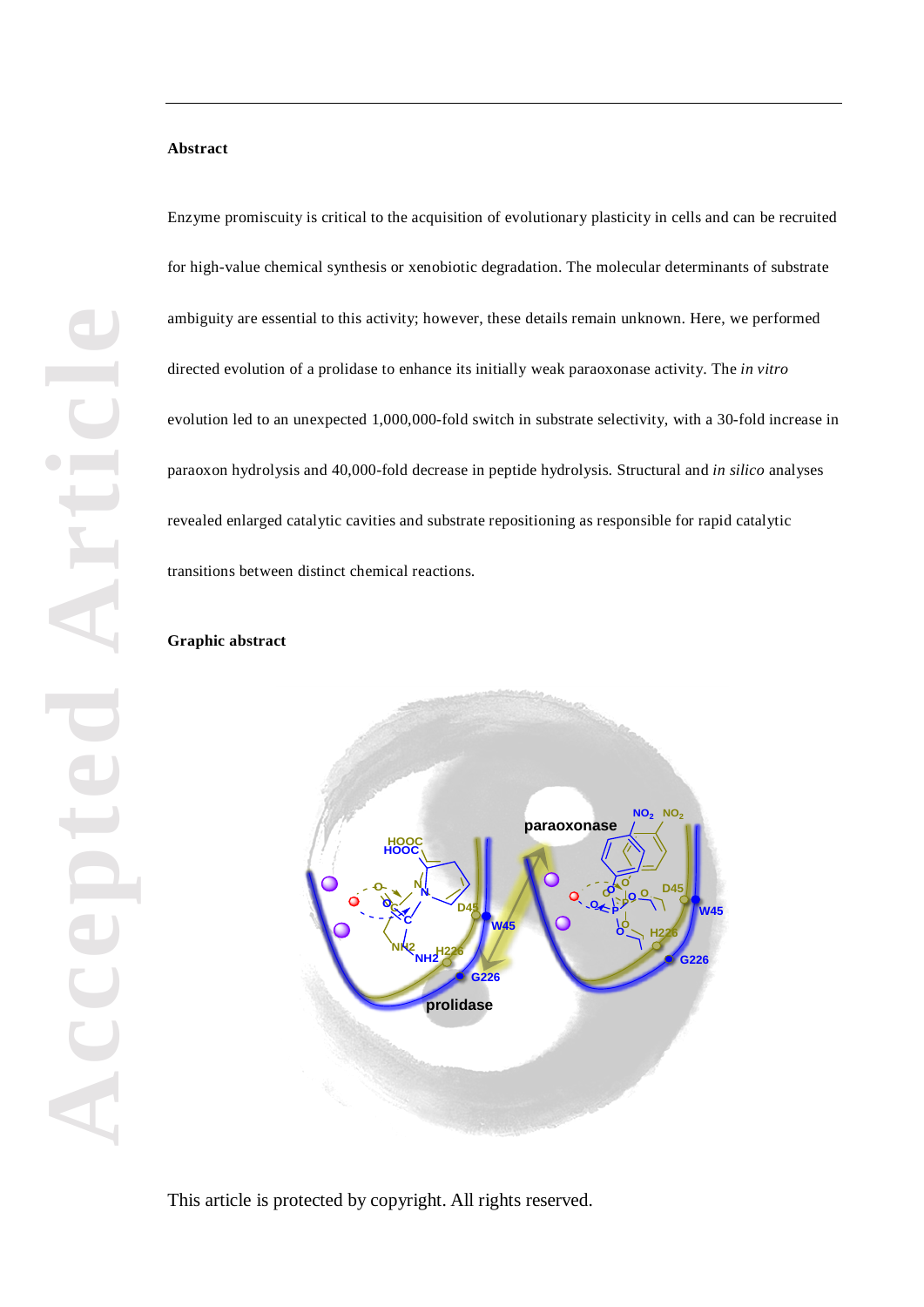**Abstract**

Enzyme promiscuity is critical to the acquisition of evolutionary plasticity in cells and can be recruited for high-value chemical synthesis or xenobiotic degradation. The molecular determinants of substrate ambiguity are essential to this activity; however, these details remain unknown. Here, we performed directed evolution of a prolidase to enhance its initially weak paraoxonase activity. The *in vitro* evolution led to an unexpected 1,000,000-fold switch in substrate selectivity, with a 30-fold increase in paraoxon hydrolysis and 40,000-fold decrease in peptide hydrolysis. Structural and *in silico* analyses revealed enlarged catalytic cavities and substrate repositioning as responsible for rapid catalytic transitions between distinct chemical reactions.

**Graphic abstract**

This article is protected by copyright. All rights reserved.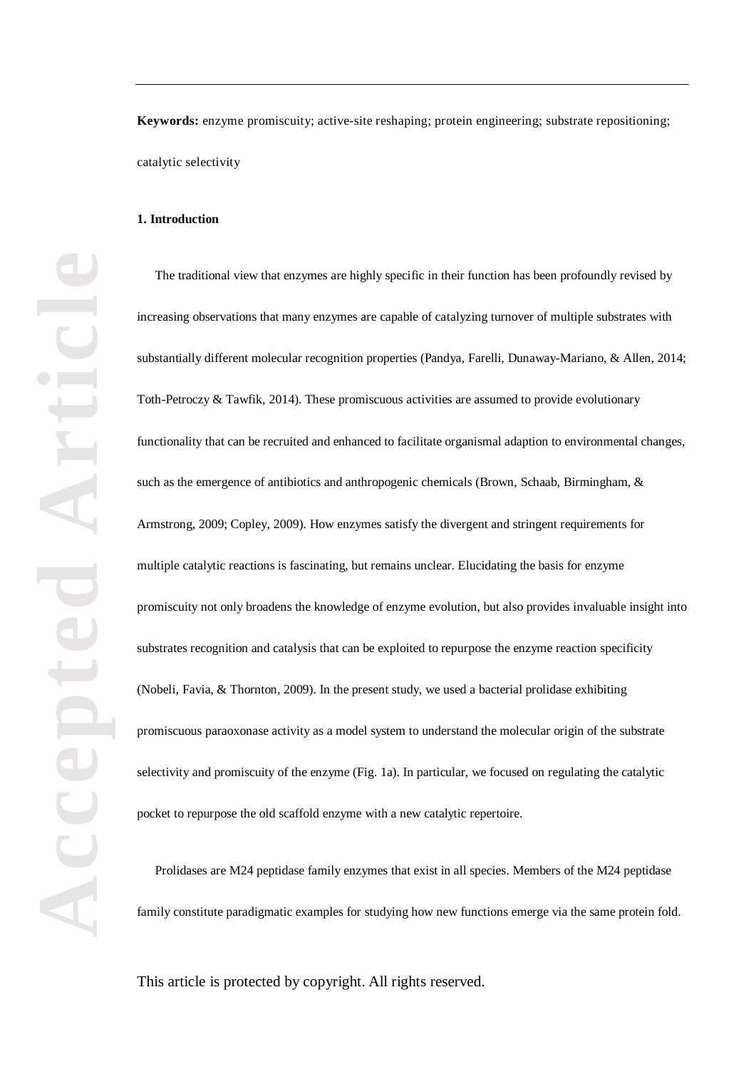**Keywords:** enzyme promiscuity; active-site reshaping; protein engineering; substrate repositioning; catalytic selectivity

## 1. Introduction

The traditional view that enzymes are highly specific in their function has been profoundly revised by increasing observations that many enzymes are capable of catalyzing turnover of multiple substrates with substantially different molecular recognition properties (Pandya, Farelli, Dunaway-Mariano, & Allen, 2014; Toth-Petroczy & Tawfik, 2014). These promiscuous activities are assumed to provide evolutionary functionality that can be recruited and enhanced to facilitate organismal adaption to environmental changes, such as the emergence of antibiotics and anthropogenic chemicals (Brown, Schaab, Birmingham, & Armstrong, 2009; Copley, 2009). How enzymes satisfy the divergent and stringent requirements for multiple catalytic reactions is fascinating, but remains unclear. Elucidating the basis for enzyme promiscuity not only broadens the knowledge of enzyme evolution, but also provides invaluable insight into substrates recognition and catalysis that can be exploited to repurpose the enzyme reaction specificity (Nobeli, Favia, & Thornton, 2009). In the present study, we used a bacterial prolidase exhibiting promiscuous paraoxonase activity as a model system to understand the molecular origin of the substrate selectivity and promiscuity of the enzyme (Fig. 1a). In particular, we focused on regulating the catalytic pocket to repurpose the old scaffold enzyme with a new catalytic repertoire.

Prolidases are M24 peptidase family enzymes that exist in all species. Members of the M24 peptidase family constitute paradigmatic examples for studying how new functions emerge via the same protein fold.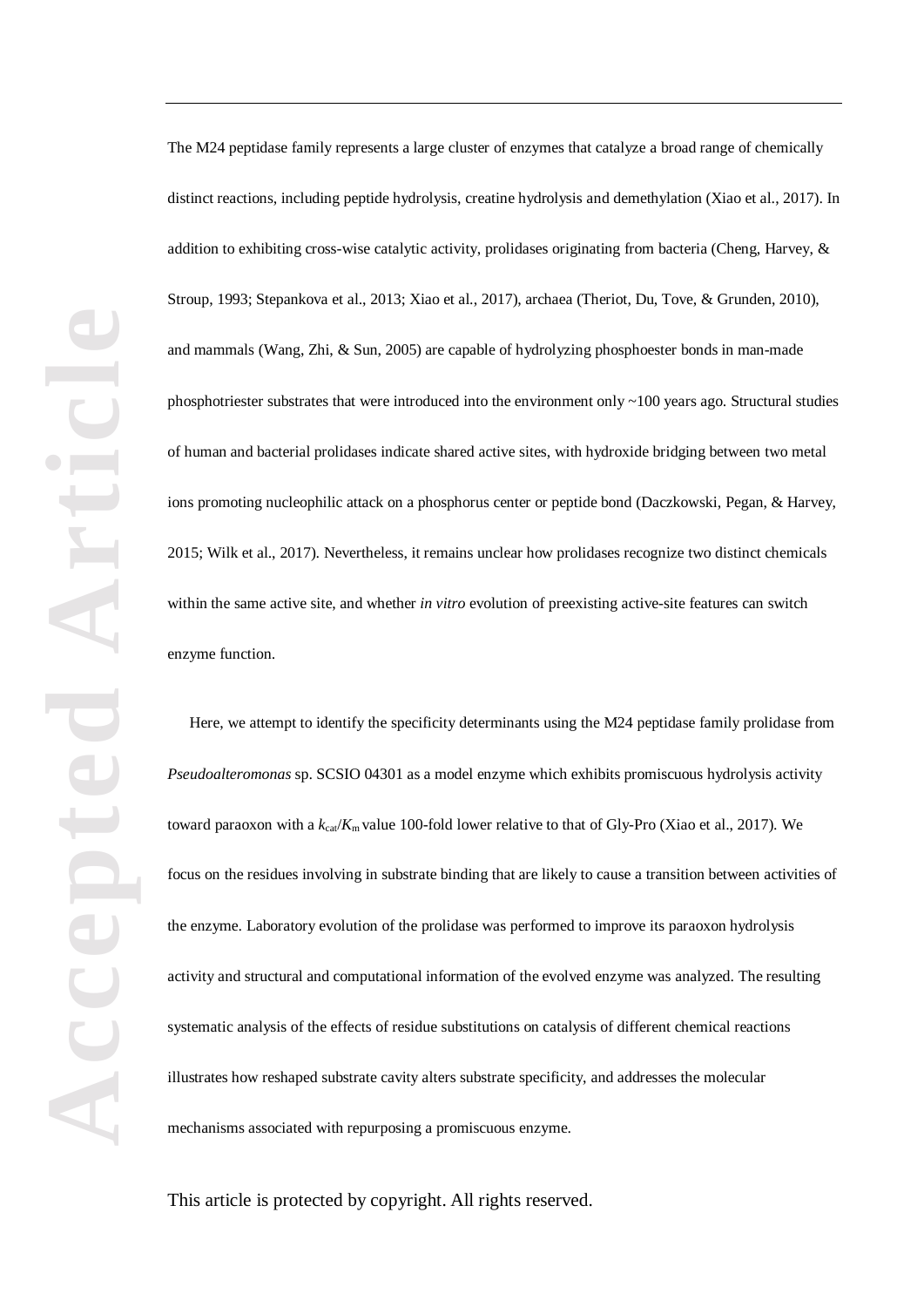The M24 peptidase family represents a large cluster of enzymes that catalyze a broad range of chemically distinct reactions, including peptide hydrolysis, creatine hydrolysis and demethylation (Xiao et al., 2017). In addition to exhibiting cross-wise catalytic activity, prolidases originating from bacteria (Cheng, Harvey, & Stroup, 1993; Stepankova et al., 2013; Xiao et al., 2017), archaea (Theriot, Du, Tove, & Grunden, 2010), and mammals (Wang, Zhi, & Sun, 2005) are capable of hydrolyzing phosphoester bonds in man-made phosphotriester substrates that were introduced into the environment only ~100 years ago. Structural studies of human and bacterial prolidases indicate shared active sites, with hydroxide bridging between two metal ions promoting nucleophilic attack on a phosphorus center or peptide bond (Daczkowski, Pegan, & Harvey, 2015; Wilk et al., 2017). Nevertheless, it remains unclear how prolidases recognize two distinct chemicals within the same active site, and whether *in vitro* evolution of preexisting active-site features can switch enzyme function.

Here, we attempt to identify the specificity determinants using the M24 peptidase family prolidase from *Pseudoalteromonas* sp. SCSIO 04301 as a model enzyme which exhibits promiscuous hydrolysis activity toward paraoxon with a $k_{cat}/K_m$ value 100-fold lower relative to that of Gly-Pro (Xiao et al., 2017). We focus on the residues involving in substrate binding that are likely to cause a transition between activities of the enzyme. Laboratory evolution of the prolidase was performed to improve its paraoxon hydrolysis activity and structural and computational information of the evolved enzyme was analyzed. The resulting systematic analysis of the effects of residue substitutions on catalysis of different chemical reactions illustrates how reshaped substrate cavity alters substrate specificity, and addresses the molecular mechanisms associated with repurposing a promiscuous enzyme.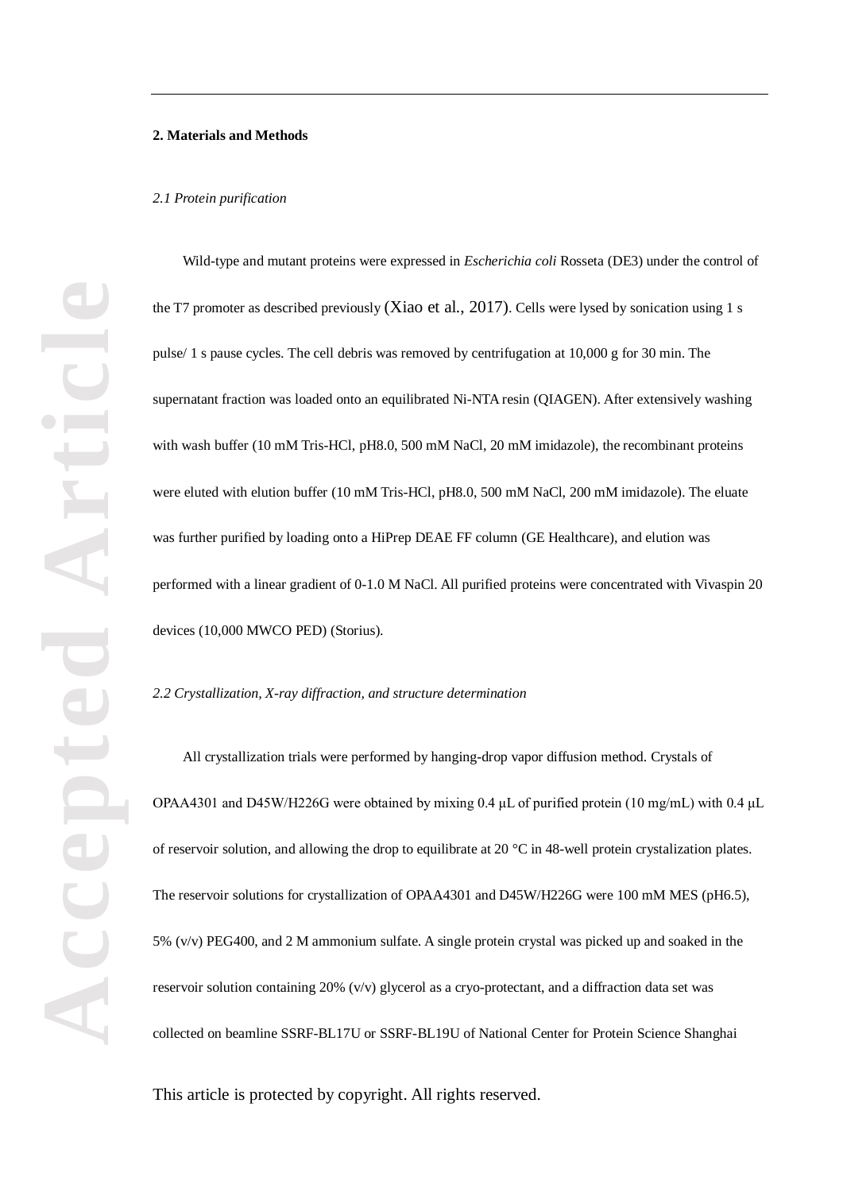## 2. Materials and Methods

### *2.1 Protein purification*

Wild-type and mutant proteins were expressed in *Escherichia coli* Rosseta (DE3) under the control of the T7 promoter as described previously (Xiao et al., 2017). Cells were lysed by sonication using 1 s pulse/ 1 s pause cycles. The cell debris was removed by centrifugation at 10,000 g for 30 min. The supernatant fraction was loaded onto an equilibrated Ni-NTA resin (QIAGEN). After extensively washing with wash buffer (10 mM Tris-HCl, pH8.0, 500 mM NaCl, 20 mM imidazole), the recombinant proteins were eluted with elution buffer (10 mM Tris-HCl, pH8.0, 500 mM NaCl, 200 mM imidazole). The eluate was further purified by loading onto a HiPrep DEAE FF column (GE Healthcare), and elution was performed with a linear gradient of 0-1.0 M NaCl. All purified proteins were concentrated with Vivaspin 20 devices (10,000 MWCO PED) (Storius).

### *2.2 Crystallization, X-ray diffraction, and structure determination*

All crystallization trials were performed by hanging-drop vapor diffusion method. Crystals of OPAA4301 and D45W/H226G were obtained by mixing 0.4 μL of purified protein (10 mg/mL) with 0.4 μL of reservoir solution, and allowing the drop to equilibrate at 20 °C in 48-well protein crystalization plates. The reservoir solutions for crystallization of OPAA4301 and D45W/H226G were 100 mM MES (pH6.5), 5% (v/v) PEG400, and 2 M ammonium sulfate. A single protein crystal was picked up and soaked in the reservoir solution containing 20% (v/v) glycerol as a cryo-protectant, and a diffraction data set was collected on beamline SSRF-BL17U or SSRF-BL19U of National Center for Protein Science Shanghai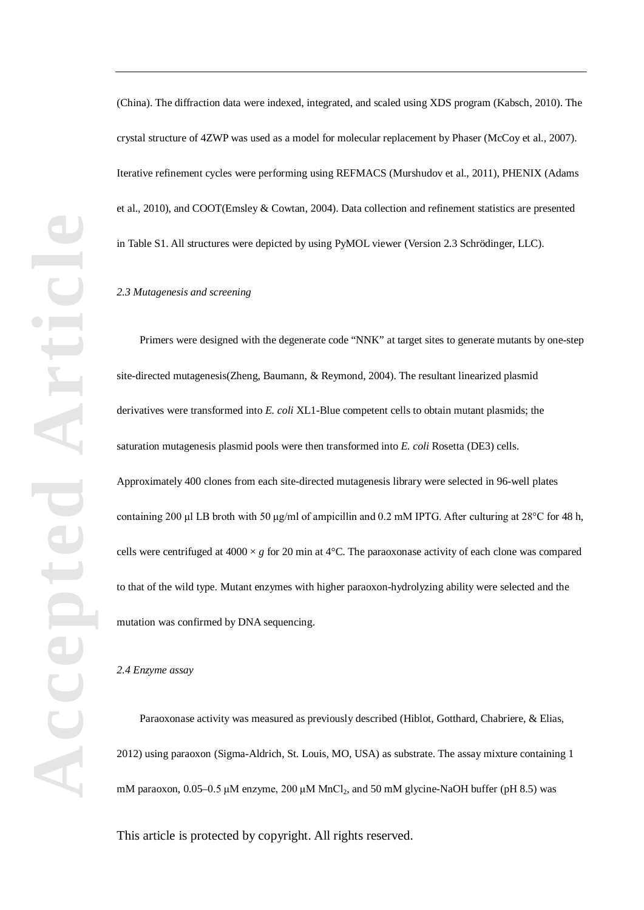(China). The diffraction data were indexed, integrated, and scaled using XDS program (Kabsch, 2010). The crystal structure of 4ZWP was used as a model for molecular replacement by Phaser (McCoy et al., 2007). Iterative refinement cycles were performing using REFMACS (Murshudov et al., 2011), PHENIX (Adams et al., 2010), and COOT(Emsley & Cowtan, 2004). Data collection and refinement statistics are presented in Table S1. All structures were depicted by using PyMOL viewer (Version 2.3 Schrödinger, LLC).

*2.3 Mutagenesis and screening*

Primers were designed with the degenerate code “NNK” at target sites to generate mutants by one-step site-directed mutagenesis(Zheng, Baumann, & Reymond, 2004). The resultant linearized plasmid derivatives were transformed into *E. coli* XL1-Blue competent cells to obtain mutant plasmids; the saturation mutagenesis plasmid pools were then transformed into *E. coli* Rosetta (DE3) cells. Approximately 400 clones from each site-directed mutagenesis library were selected in 96-well plates containing 200 μl LB broth with 50 μg/ml of ampicillin and 0.2 mM IPTG. After culturing at 28°C for 48 h, cells were centrifuged at 4000 × *g* for 20 min at 4°C. The paraoxonase activity of each clone was compared to that of the wild type. Mutant enzymes with higher paraoxon-hydrolyzing ability were selected and the mutation was confirmed by DNA sequencing.

*2.4 Enzyme assay*

Paraoxonase activity was measured as previously described (Hiblot, Gotthard, Chabriere, & Elias, 2012) using paraoxon (Sigma-Aldrich, St. Louis, MO, USA) as substrate. The assay mixture containing 1 mM paraoxon, 0.05–0.5 μM enzyme, 200 μM $MnCl_2$, and 50 mM glycine-NaOH buffer (pH 8.5) was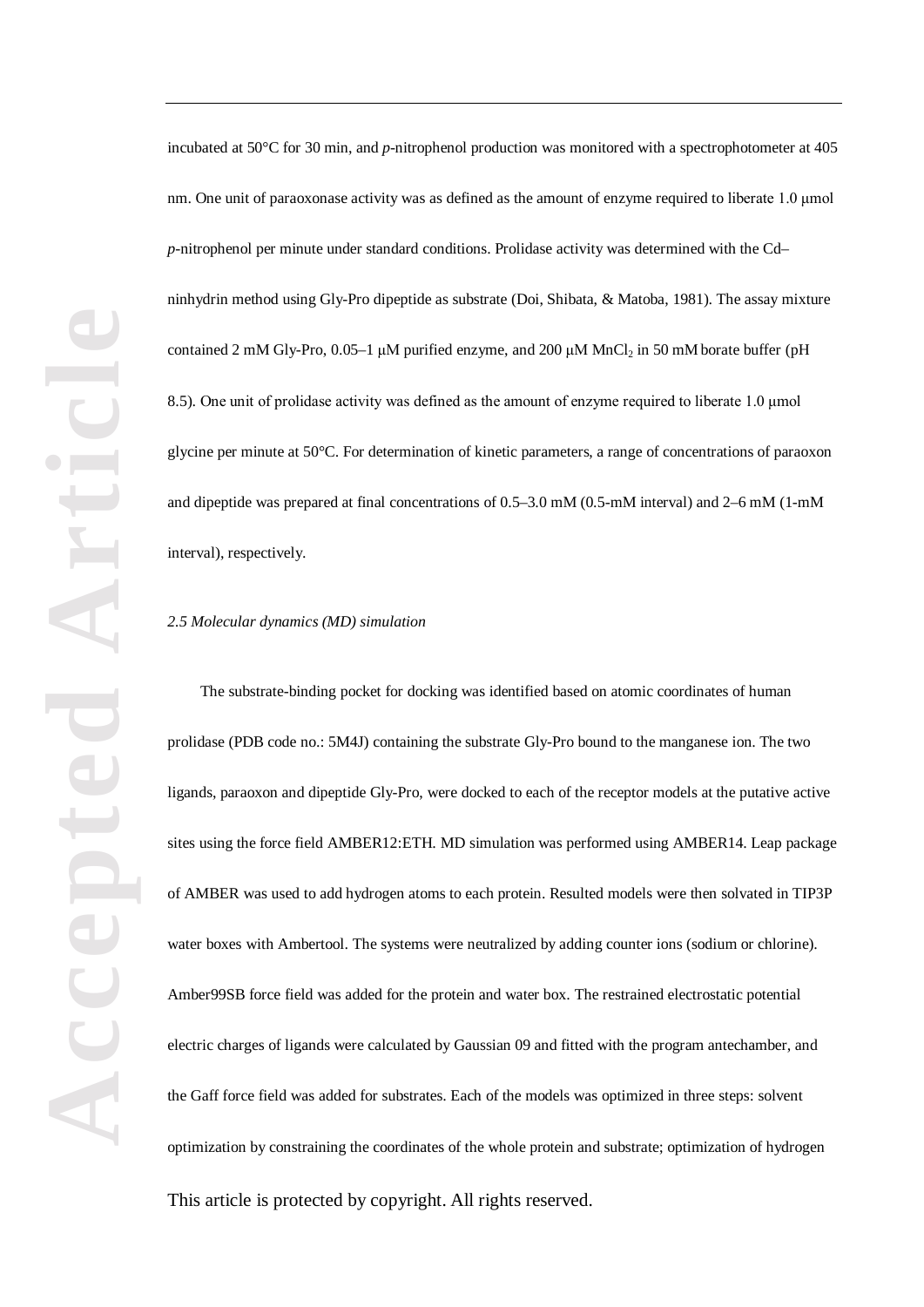incubated at 50°C for 30 min, and *p*-nitrophenol production was monitored with a spectrophotometer at 405 nm. One unit of paraoxonase activity was as defined as the amount of enzyme required to liberate 1.0 μmol *p*-nitrophenol per minute under standard conditions. Prolidase activity was determined with the Cd–ninhydrin method using Gly-Pro dipeptide as substrate (Doi, Shibata, & Matoba, 1981). The assay mixture contained 2 mM Gly-Pro, 0.05–1 μM purified enzyme, and 200 μM $MnCl_2$ in 50 mM borate buffer (pH 8.5). One unit of prolidase activity was defined as the amount of enzyme required to liberate 1.0 μmol glycine per minute at 50°C. For determination of kinetic parameters, a range of concentrations of paraoxon and dipeptide was prepared at final concentrations of 0.5–3.0 mM (0.5-mM interval) and 2–6 mM (1-mM interval), respectively.

*2.5 Molecular dynamics (MD) simulation*

The substrate-binding pocket for docking was identified based on atomic coordinates of human prolidase (PDB code no.: 5M4J) containing the substrate Gly-Pro bound to the manganese ion. The two ligands, paraoxon and dipeptide Gly-Pro, were docked to each of the receptor models at the putative active sites using the force field AMBER12:ETH. MD simulation was performed using AMBER14. Leap package of AMBER was used to add hydrogen atoms to each protein. Resulted models were then solvated in TIP3P water boxes with Ambertool. The systems were neutralized by adding counter ions (sodium or chlorine). Amber99SB force field was added for the protein and water box. The restrained electrostatic potential electric charges of ligands were calculated by Gaussian 09 and fitted with the program antechamber, and the Gaff force field was added for substrates. Each of the models was optimized in three steps: solvent optimization by constraining the coordinates of the whole protein and substrate; optimization of hydrogen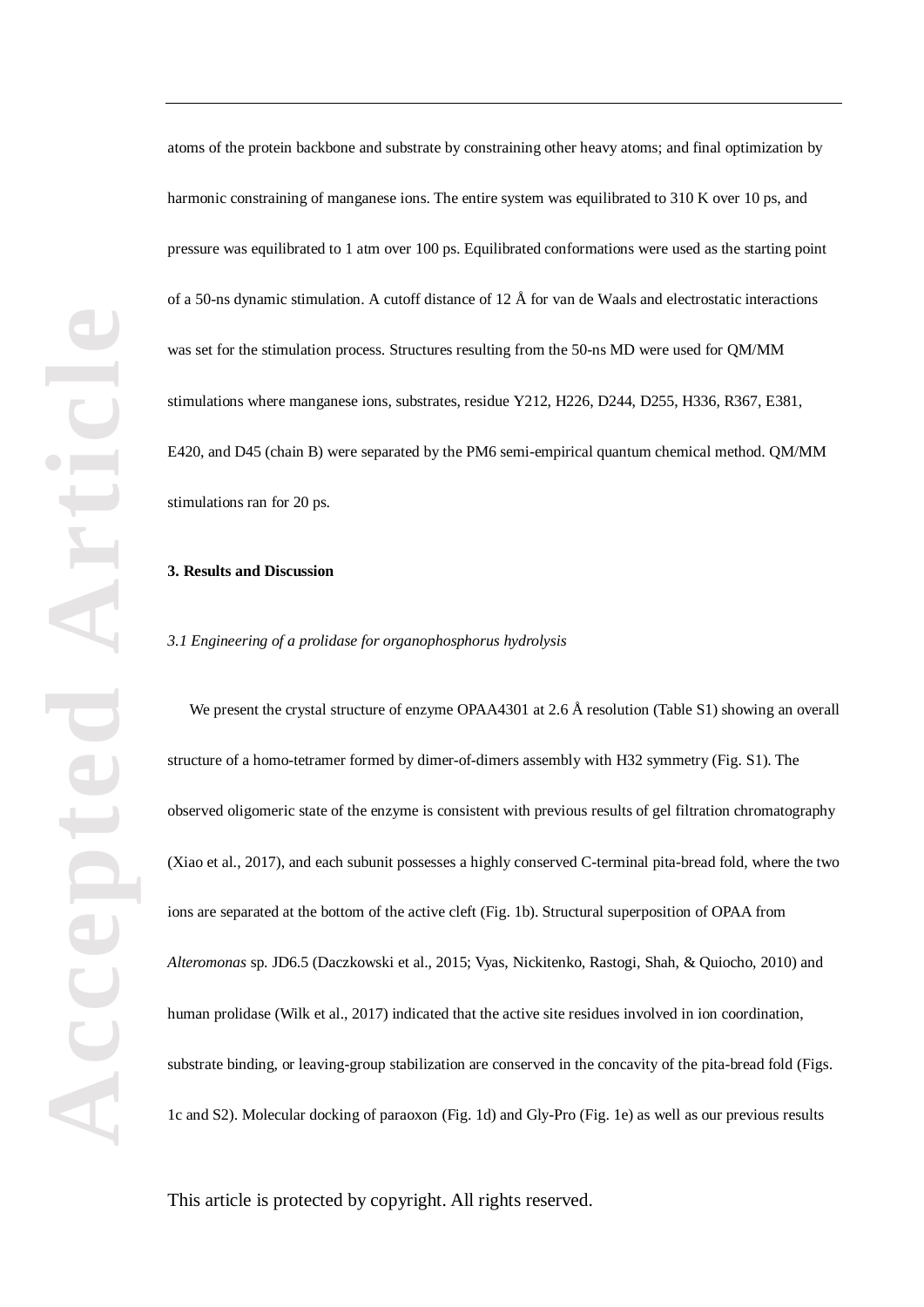atoms of the protein backbone and substrate by constraining other heavy atoms; and final optimization by harmonic constraining of manganese ions. The entire system was equilibrated to 310 K over 10 ps, and pressure was equilibrated to 1 atm over 100 ps. Equilibrated conformations were used as the starting point of a 50-ns dynamic stimulation. A cutoff distance of 12 Å for van de Waals and electrostatic interactions was set for the stimulation process. Structures resulting from the 50-ns MD were used for QM/MM stimulations where manganese ions, substrates, residue Y212, H226, D244, D255, H336, R367, E381, E420, and D45 (chain B) were separated by the PM6 semi-empirical quantum chemical method. QM/MM stimulations ran for 20 ps.

## 3. Results and Discussion

### *3.1 Engineering of a prolidase for organophosphorus hydrolysis*

We present the crystal structure of enzyme OPAA4301 at 2.6 Å resolution (Table S1) showing an overall structure of a homo-tetramer formed by dimer-of-dimers assembly with H32 symmetry (Fig. S1). The observed oligomeric state of the enzyme is consistent with previous results of gel filtration chromatography (Xiao et al., 2017), and each subunit possesses a highly conserved C-terminal pita-bread fold, where the two ions are separated at the bottom of the active cleft (Fig. 1b). Structural superposition of OPAA from *Alteromonas* sp. JD6.5 (Daczkowski et al., 2015; Vyas, Nickitenko, Rastogi, Shah, & Quiocho, 2010) and human prolidase (Wilk et al., 2017) indicated that the active site residues involved in ion coordination, substrate binding, or leaving-group stabilization are conserved in the concavity of the pita-bread fold (Figs. 1c and S2). Molecular docking of paraoxon (Fig. 1d) and Gly-Pro (Fig. 1e) as well as our previous results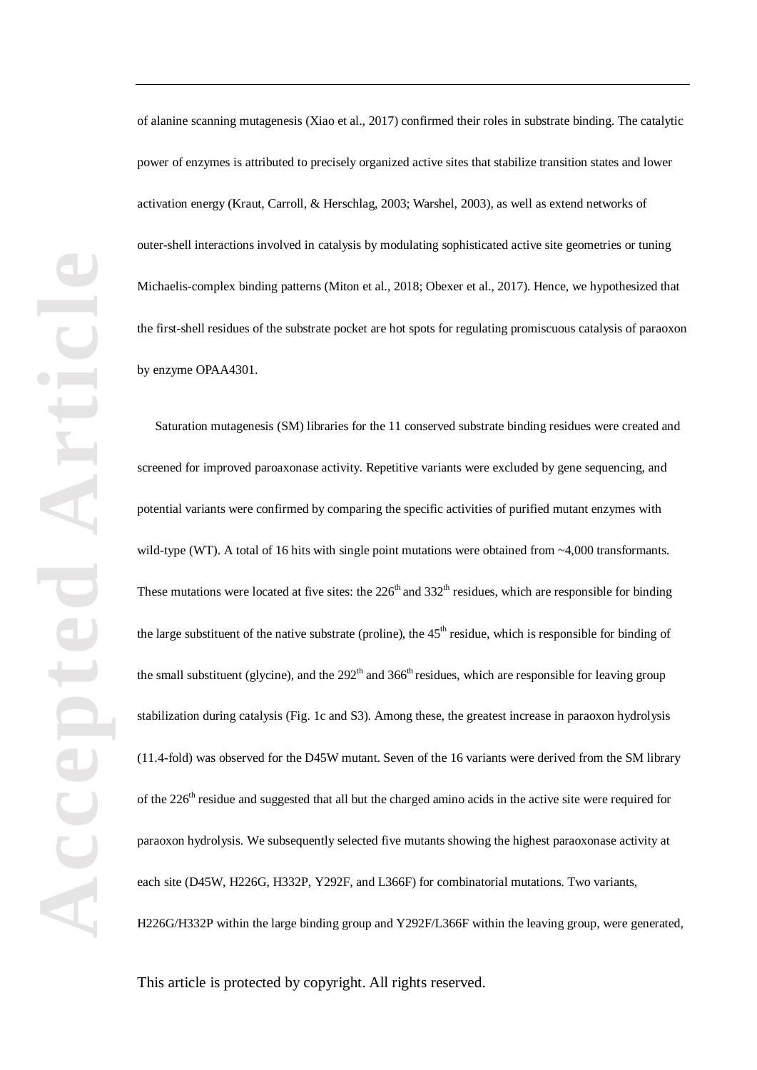of alanine scanning mutagenesis (Xiao et al., 2017) confirmed their roles in substrate binding. The catalytic power of enzymes is attributed to precisely organized active sites that stabilize transition states and lower activation energy (Kraut, Carroll, & Herschlag, 2003; Warshel, 2003), as well as extend networks of outer-shell interactions involved in catalysis by modulating sophisticated active site geometries or tuning Michaelis-complex binding patterns (Miton et al., 2018; Obexer et al., 2017). Hence, we hypothesized that the first-shell residues of the substrate pocket are hot spots for regulating promiscuous catalysis of paraoxon by enzyme OPAA4301.

Saturation mutagenesis (SM) libraries for the 11 conserved substrate binding residues were created and screened for improved paraoxonase activity. Repetitive variants were excluded by gene sequencing, and potential variants were confirmed by comparing the specific activities of purified mutant enzymes with wild-type (WT). A total of 16 hits with single point mutations were obtained from ~4,000 transformants. These mutations were located at five sites: the 226$^{th}$ and 332$^{th}$ residues, which are responsible for binding the large substituent of the native substrate (proline), the 45$^{th}$ residue, which is responsible for binding of the small substituent (glycine), and the 292$^{th}$ and 366$^{th}$ residues, which are responsible for leaving group stabilization during catalysis (Fig. 1c and S3). Among these, the greatest increase in paraoxon hydrolysis (11.4-fold) was observed for the D45W mutant. Seven of the 16 variants were derived from the SM library of the 226$^{th}$ residue and suggested that all but the charged amino acids in the active site were required for paraoxon hydrolysis. We subsequently selected five mutants showing the highest paraoxonase activity at each site (D45W, H226G, H332P, Y292F, and L366F) for combinatorial mutations. Two variants, H226G/H332P within the large binding group and Y292F/L366F within the leaving group, were generated,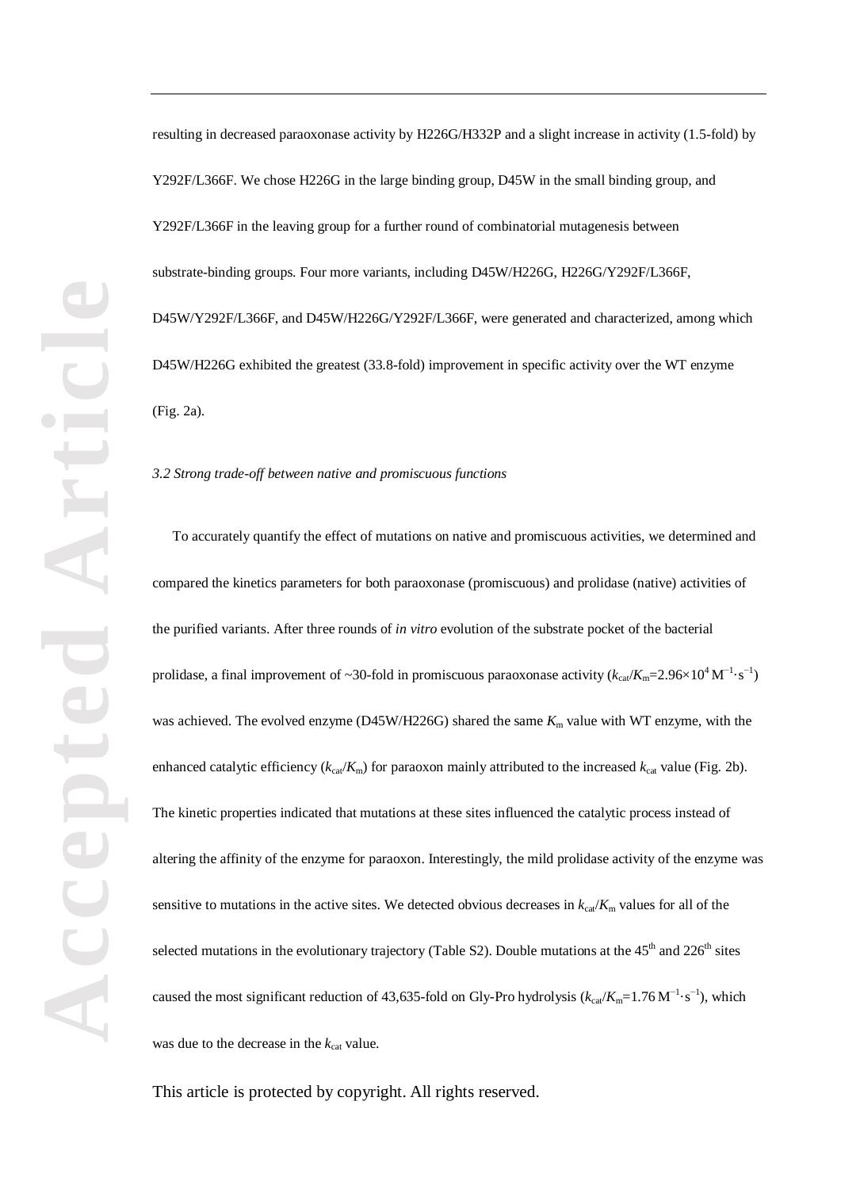resulting in decreased paraoxonase activity by H226G/H332P and a slight increase in activity (1.5-fold) by Y292F/L366F. We chose H226G in the large binding group, D45W in the small binding group, and Y292F/L366F in the leaving group for a further round of combinatorial mutagenesis between substrate-binding groups. Four more variants, including D45W/H226G, H226G/Y292F/L366F, D45W/Y292F/L366F, and D45W/H226G/Y292F/L366F, were generated and characterized, among which D45W/H226G exhibited the greatest (33.8-fold) improvement in specific activity over the WT enzyme (Fig. 2a).

### *3.2 Strong trade-off between native and promiscuous functions*

To accurately quantify the effect of mutations on native and promiscuous activities, we determined and compared the kinetics parameters for both paraoxonase (promiscuous) and prolidase (native) activities of the purified variants. After three rounds of *in vitro* evolution of the substrate pocket of the bacterial prolidase, a final improvement of ~30-fold in promiscuous paraoxonase activity ($k_{cat}/K_m$=2.96×$10^4$ $M^{-1}\cdot s^{-1}$) was achieved. The evolved enzyme (D45W/H226G) shared the same $K_m$ value with WT enzyme, with the enhanced catalytic efficiency ($k_{cat}/K_m$) for paraoxon mainly attributed to the increased $k_{cat}$ value (Fig. 2b). The kinetic properties indicated that mutations at these sites influenced the catalytic process instead of altering the affinity of the enzyme for paraoxon. Interestingly, the mild prolidase activity of the enzyme was sensitive to mutations in the active sites. We detected obvious decreases in $k_{cat}/K_m$ values for all of the selected mutations in the evolutionary trajectory (Table S2). Double mutations at the 45$^{th}$ and 226$^{th}$ sites caused the most significant reduction of 43,635-fold on Gly-Pro hydrolysis ($k_{cat}/K_m$=1.76 $M^{-1}\cdot s^{-1}$), which was due to the decrease in the $k_{cat}$ value.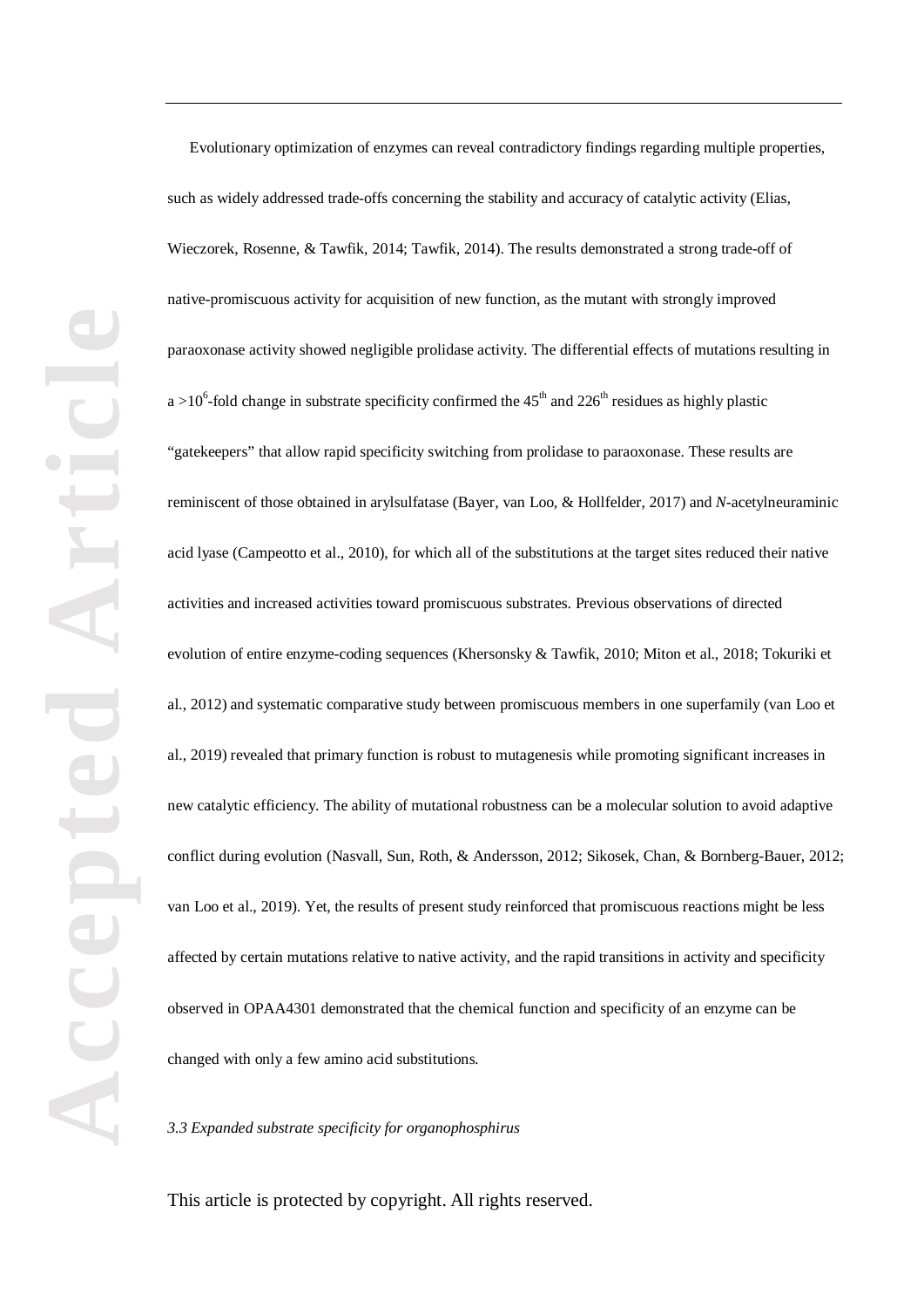Evolutionary optimization of enzymes can reveal contradictory findings regarding multiple properties, such as widely addressed trade-offs concerning the stability and accuracy of catalytic activity (Elias, Wieczorek, Rosenne, & Tawfik, 2014; Tawfik, 2014). The results demonstrated a strong trade-off of native-promiscuous activity for acquisition of new function, as the mutant with strongly improved paraoxonase activity showed negligible prolidase activity. The differential effects of mutations resulting in a >$10^6$-fold change in substrate specificity confirmed the 45th and 226th residues as highly plastic "gatekeepers" that allow rapid specificity switching from prolidase to paraoxonase. These results are reminiscent of those obtained in arylsulfatase (Bayer, van Loo, & Hollfelder, 2017) and *N*-acetylneuraminic acid lyase (Campeotto et al., 2010), for which all of the substitutions at the target sites reduced their native activities and increased activities toward promiscuous substrates. Previous observations of directed evolution of entire enzyme-coding sequences (Khersonsky & Tawfik, 2010; Miton et al., 2018; Tokuriki et al., 2012) and systematic comparative study between promiscuous members in one superfamily (van Loo et al., 2019) revealed that primary function is robust to mutagenesis while promoting significant increases in new catalytic efficiency. The ability of mutational robustness can be a molecular solution to avoid adaptive conflict during evolution (Nasvall, Sun, Roth, & Andersson, 2012; Sikosek, Chan, & Bornberg-Bauer, 2012; van Loo et al., 2019). Yet, the results of present study reinforced that promiscuous reactions might be less affected by certain mutations relative to native activity, and the rapid transitions in activity and specificity observed in OPAA4301 demonstrated that the chemical function and specificity of an enzyme can be changed with only a few amino acid substitutions.

### *3.3 Expanded substrate specificity for organophosphirus*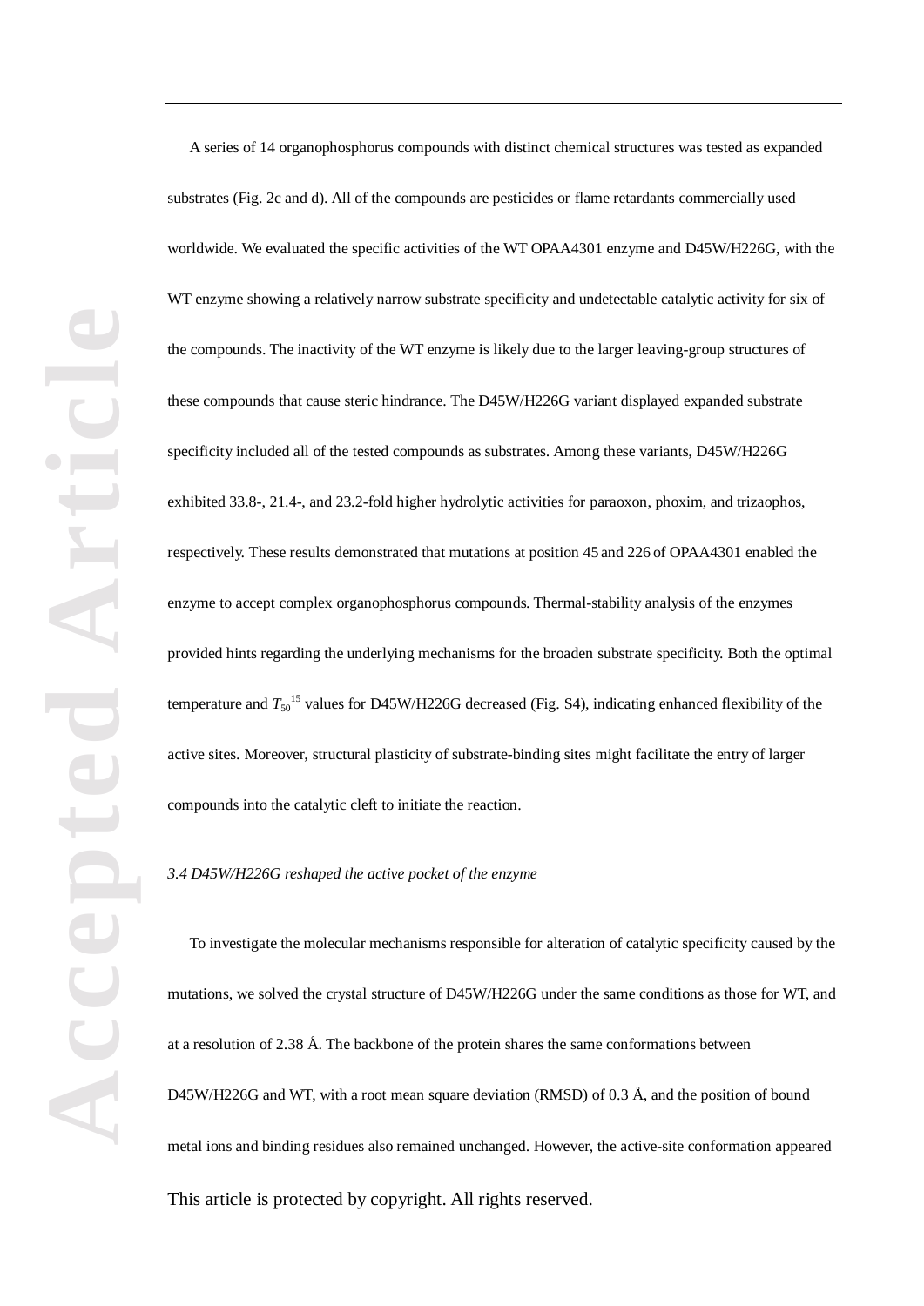A series of 14 organophosphorus compounds with distinct chemical structures was tested as expanded substrates (Fig. 2c and d). All of the compounds are pesticides or flame retardants commercially used worldwide. We evaluated the specific activities of the WT OPAA4301 enzyme and D45W/H226G, with the WT enzyme showing a relatively narrow substrate specificity and undetectable catalytic activity for six of the compounds. The inactivity of the WT enzyme is likely due to the larger leaving-group structures of these compounds that cause steric hindrance. The D45W/H226G variant displayed expanded substrate specificity included all of the tested compounds as substrates. Among these variants, D45W/H226G exhibited 33.8-, 21.4-, and 23.2-fold higher hydrolytic activities for paraoxon, phoxim, and trizaophos, respectively. These results demonstrated that mutations at position 45 and 226 of OPAA4301 enabled the enzyme to accept complex organophosphorus compounds. Thermal-stability analysis of the enzymes provided hints regarding the underlying mechanisms for the broaden substrate specificity. Both the optimal temperature and $T_{50}$[15] values for D45W/H226G decreased (Fig. S4), indicating enhanced flexibility of the active sites. Moreover, structural plasticity of substrate-binding sites might facilitate the entry of larger compounds into the catalytic cleft to initiate the reaction.

### *3.4 D45W/H226G reshaped the active pocket of the enzyme*

To investigate the molecular mechanisms responsible for alteration of catalytic specificity caused by the mutations, we solved the crystal structure of D45W/H226G under the same conditions as those for WT, and at a resolution of 2.38 Å. The backbone of the protein shares the same conformations between D45W/H226G and WT, with a root mean square deviation (RMSD) of 0.3 Å, and the position of bound metal ions and binding residues also remained unchanged. However, the active-site conformation appeared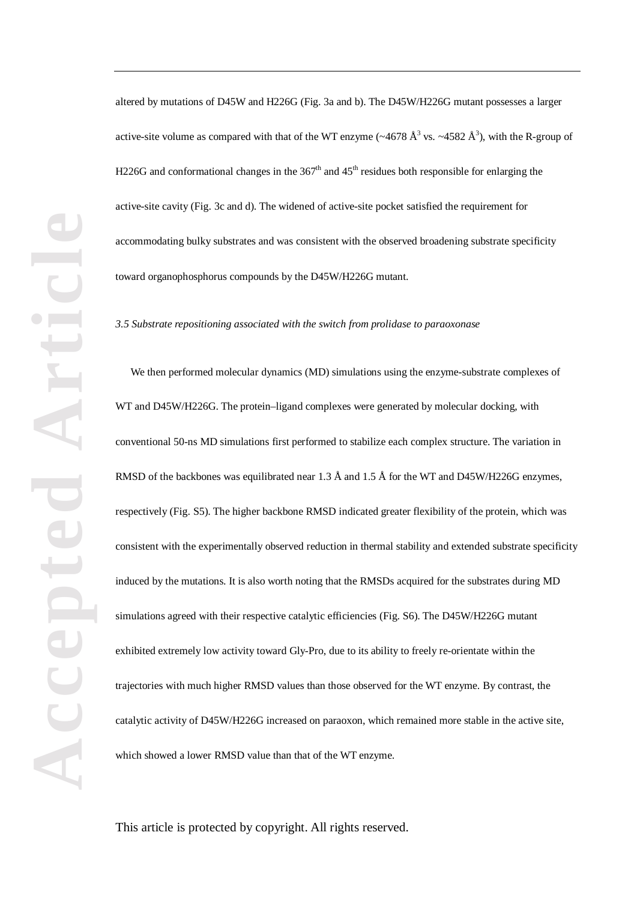altered by mutations of D45W and H226G (Fig. 3a and b). The D45W/H226G mutant possesses a larger active-site volume as compared with that of the WT enzyme (~4678 Å$^3$ vs. ~4582 Å$^3$), with the R-group of H226G and conformational changes in the 367$^{th}$ and 45$^{th}$ residues both responsible for enlarging the active-site cavity (Fig. 3c and d). The widened of active-site pocket satisfied the requirement for accommodating bulky substrates and was consistent with the observed broadening substrate specificity toward organophosphorus compounds by the D45W/H226G mutant.

### *3.5 Substrate repositioning associated with the switch from prolidase to paraoxonase*

We then performed molecular dynamics (MD) simulations using the enzyme-substrate complexes of WT and D45W/H226G. The protein–ligand complexes were generated by molecular docking, with conventional 50-ns MD simulations first performed to stabilize each complex structure. The variation in RMSD of the backbones was equilibrated near 1.3 Å and 1.5 Å for the WT and D45W/H226G enzymes, respectively (Fig. S5). The higher backbone RMSD indicated greater flexibility of the protein, which was consistent with the experimentally observed reduction in thermal stability and extended substrate specificity induced by the mutations. It is also worth noting that the RMSDs acquired for the substrates during MD simulations agreed with their respective catalytic efficiencies (Fig. S6). The D45W/H226G mutant exhibited extremely low activity toward Gly-Pro, due to its ability to freely re-orientate within the trajectories with much higher RMSD values than those observed for the WT enzyme. By contrast, the catalytic activity of D45W/H226G increased on paraoxon, which remained more stable in the active site, which showed a lower RMSD value than that of the WT enzyme.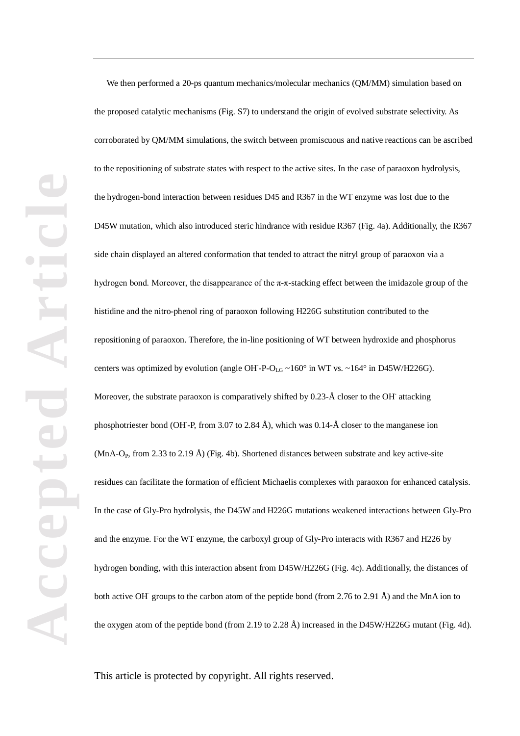We then performed a 20-ps quantum mechanics/molecular mechanics (QM/MM) simulation based on the proposed catalytic mechanisms (Fig. S7) to understand the origin of evolved substrate selectivity. As corroborated by QM/MM simulations, the switch between promiscuous and native reactions can be ascribed to the repositioning of substrate states with respect to the active sites. In the case of paraoxon hydrolysis, the hydrogen-bond interaction between residues D45 and R367 in the WT enzyme was lost due to the D45W mutation, which also introduced steric hindrance with residue R367 (Fig. 4a). Additionally, the R367 side chain displayed an altered conformation that tended to attract the nitryl group of paraoxon via a hydrogen bond. Moreover, the disappearance of the π-π-stacking effect between the imidazole group of the histidine and the nitro-phenol ring of paraoxon following H226G substitution contributed to the repositioning of paraoxon. Therefore, the in-line positioning of WT between hydroxide and phosphorus centers was optimized by evolution (angle $OH^{-}$-P-$O_{LG}$ ~160° in WT vs. ~164° in D45W/H226G). Moreover, the substrate paraoxon is comparatively shifted by 0.23-Å closer to the $OH^{-}$ attacking phosphotriester bond ($OH^{-}$-P, from 3.07 to 2.84 Å), which was 0.14-Å closer to the manganese ion (MnA-$O_P$, from 2.33 to 2.19 Å) (Fig. 4b). Shortened distances between substrate and key active-site residues can facilitate the formation of efficient Michaelis complexes with paraoxon for enhanced catalysis. In the case of Gly-Pro hydrolysis, the D45W and H226G mutations weakened interactions between Gly-Pro and the enzyme. For the WT enzyme, the carboxyl group of Gly-Pro interacts with R367 and H226 by hydrogen bonding, with this interaction absent from D45W/H226G (Fig. 4c). Additionally, the distances of both active $OH^{-}$ groups to the carbon atom of the peptide bond (from 2.76 to 2.91 Å) and the MnA ion to the oxygen atom of the peptide bond (from 2.19 to 2.28 Å) increased in the D45W/H226G mutant (Fig. 4d).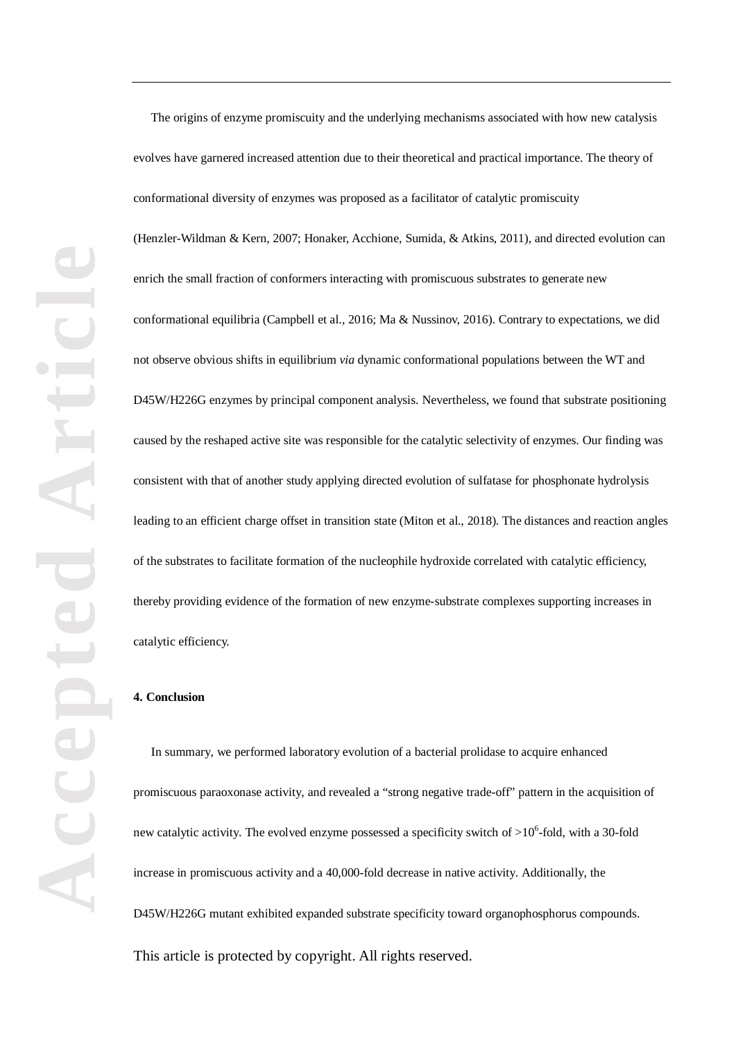The origins of enzyme promiscuity and the underlying mechanisms associated with how new catalysis evolves have garnered increased attention due to their theoretical and practical importance. The theory of conformational diversity of enzymes was proposed as a facilitator of catalytic promiscuity (Henzler-Wildman & Kern, 2007; Honaker, Acchione, Sumida, & Atkins, 2011), and directed evolution can enrich the small fraction of conformers interacting with promiscuous substrates to generate new conformational equilibria (Campbell et al., 2016; Ma & Nussinov, 2016). Contrary to expectations, we did not observe obvious shifts in equilibrium *via* dynamic conformational populations between the WT and D45W/H226G enzymes by principal component analysis. Nevertheless, we found that substrate positioning caused by the reshaped active site was responsible for the catalytic selectivity of enzymes. Our finding was consistent with that of another study applying directed evolution of sulfatase for phosphonate hydrolysis leading to an efficient charge offset in transition state (Miton et al., 2018). The distances and reaction angles of the substrates to facilitate formation of the nucleophile hydroxide correlated with catalytic efficiency, thereby providing evidence of the formation of new enzyme-substrate complexes supporting increases in catalytic efficiency.

## 4. Conclusion

In summary, we performed laboratory evolution of a bacterial prolidase to acquire enhanced promiscuous paraoxonase activity, and revealed a "strong negative trade-off" pattern in the acquisition of new catalytic activity. The evolved enzyme possessed a specificity switch of $>10^6$-fold, with a 30-fold increase in promiscuous activity and a 40,000-fold decrease in native activity. Additionally, the D45W/H226G mutant exhibited expanded substrate specificity toward organophosphorus compounds.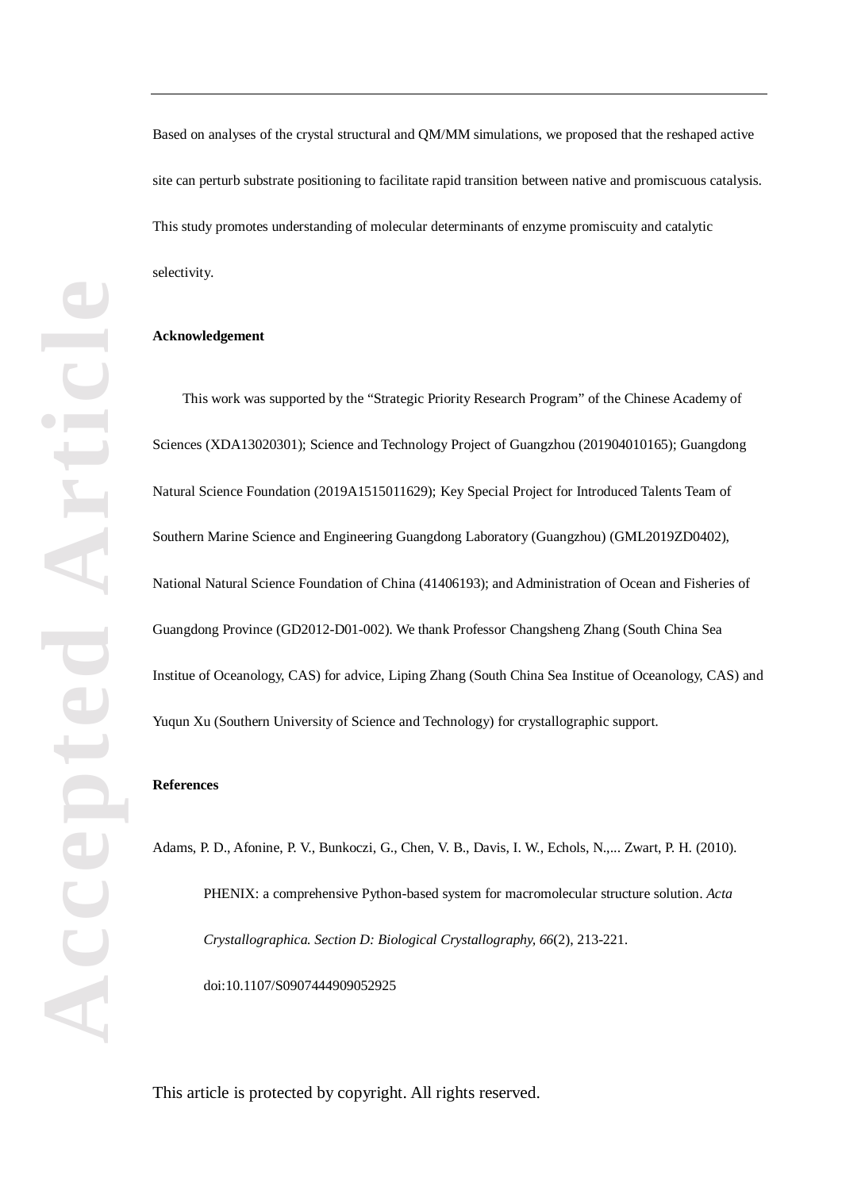Based on analyses of the crystal structural and QM/MM simulations, we proposed that the reshaped active site can perturb substrate positioning to facilitate rapid transition between native and promiscuous catalysis. This study promotes understanding of molecular determinants of enzyme promiscuity and catalytic selectivity.

**Acknowledgement**

This work was supported by the "Strategic Priority Research Program" of the Chinese Academy of Sciences (XDA13020301); Science and Technology Project of Guangzhou (201904010165); Guangdong Natural Science Foundation (2019A1515011629); Key Special Project for Introduced Talents Team of Southern Marine Science and Engineering Guangdong Laboratory (Guangzhou) (GML2019ZD0402), National Natural Science Foundation of China (41406193); and Administration of Ocean and Fisheries of Guangdong Province (GD2012-D01-002). We thank Professor Changsheng Zhang (South China Sea Institue of Oceanology, CAS) for advice, Liping Zhang (South China Sea Institue of Oceanology, CAS) and Yuqun Xu (Southern University of Science and Technology) for crystallographic support.

**References**

Adams, P. D., Afonine, P. V., Bunkoczi, G., Chen, V. B., Davis, I. W., Echols, N.,... Zwart, P. H. (2010). PHENIX: a comprehensive Python-based system for macromolecular structure solution. *Acta Crystallographica. Section D: Biological Crystallography, 66*(2), 213-221. doi:10.1107/S0907444909052925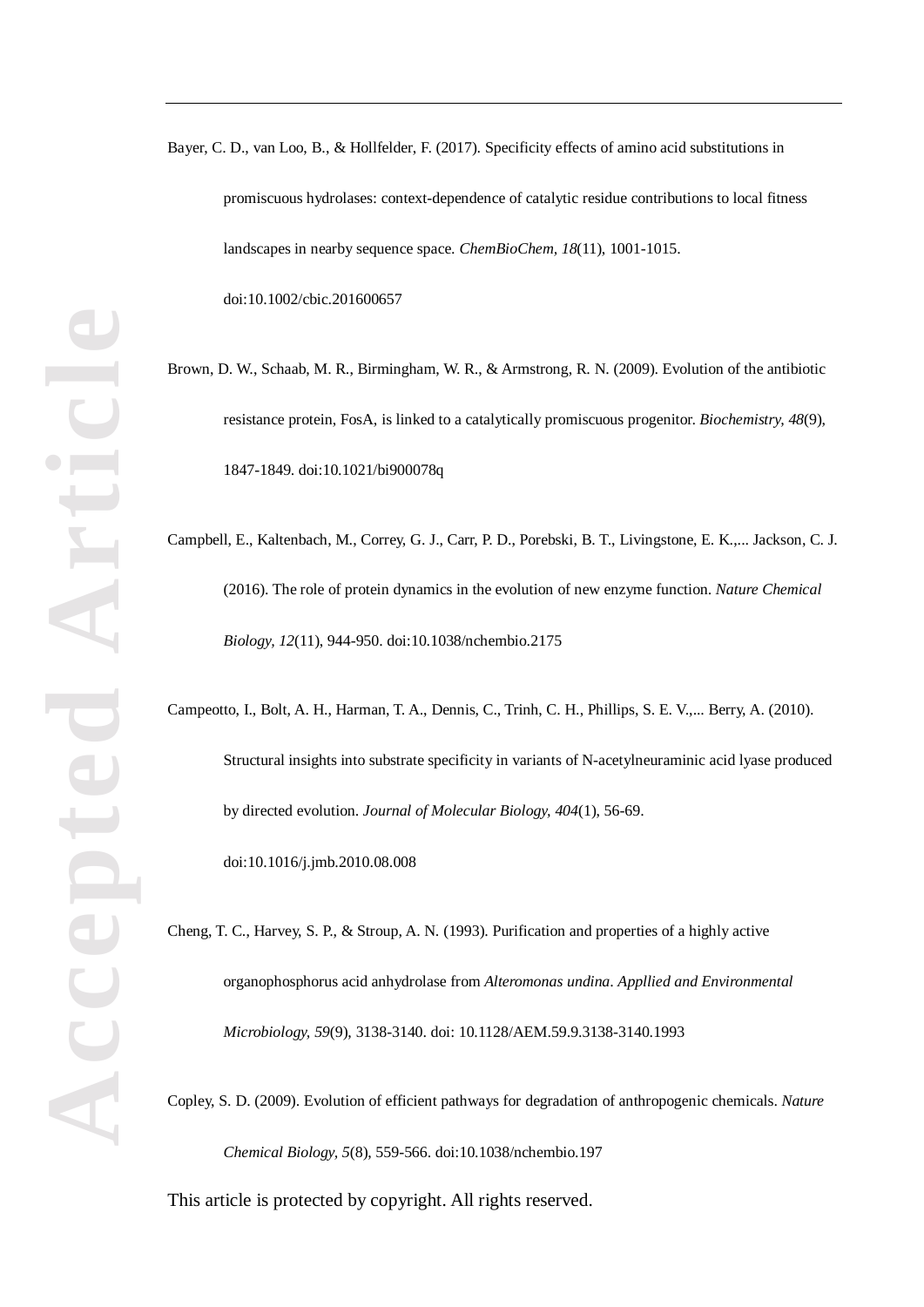Bayer, C. D., van Loo, B., & Hollfelder, F. (2017). Specificity effects of amino acid substitutions in promiscuous hydrolases: context-dependence of catalytic residue contributions to local fitness landscapes in nearby sequence space. *ChemBioChem, 18*(11), 1001-1015. doi:10.1002/cbic.201600657

Brown, D. W., Schaab, M. R., Birmingham, W. R., & Armstrong, R. N. (2009). Evolution of the antibiotic resistance protein, FosA, is linked to a catalytically promiscuous progenitor. *Biochemistry, 48*(9), 1847-1849. doi:10.1021/bi900078q

Campbell, E., Kaltenbach, M., Correy, G. J., Carr, P. D., Porebski, B. T., Livingstone, E. K.,... Jackson, C. J. (2016). The role of protein dynamics in the evolution of new enzyme function. *Nature Chemical Biology, 12*(11), 944-950. doi:10.1038/nchembio.2175

Campeotto, I., Bolt, A. H., Harman, T. A., Dennis, C., Trinh, C. H., Phillips, S. E. V.,... Berry, A. (2010). Structural insights into substrate specificity in variants of N-acetylneuraminic acid lyase produced by directed evolution. *Journal of Molecular Biology, 404*(1), 56-69. doi:10.1016/j.jmb.2010.08.008

Cheng, T. C., Harvey, S. P., & Stroup, A. N. (1993). Purification and properties of a highly active organophosphorus acid anhydrolase from *Alteromonas undina*. *Appllied and Environmental Microbiology, 59*(9), 3138-3140. doi: 10.1128/AEM.59.9.3138-3140.1993

Copley, S. D. (2009). Evolution of efficient pathways for degradation of anthropogenic chemicals. *Nature Chemical Biology, 5*(8), 559-566. doi:10.1038/nchembio.197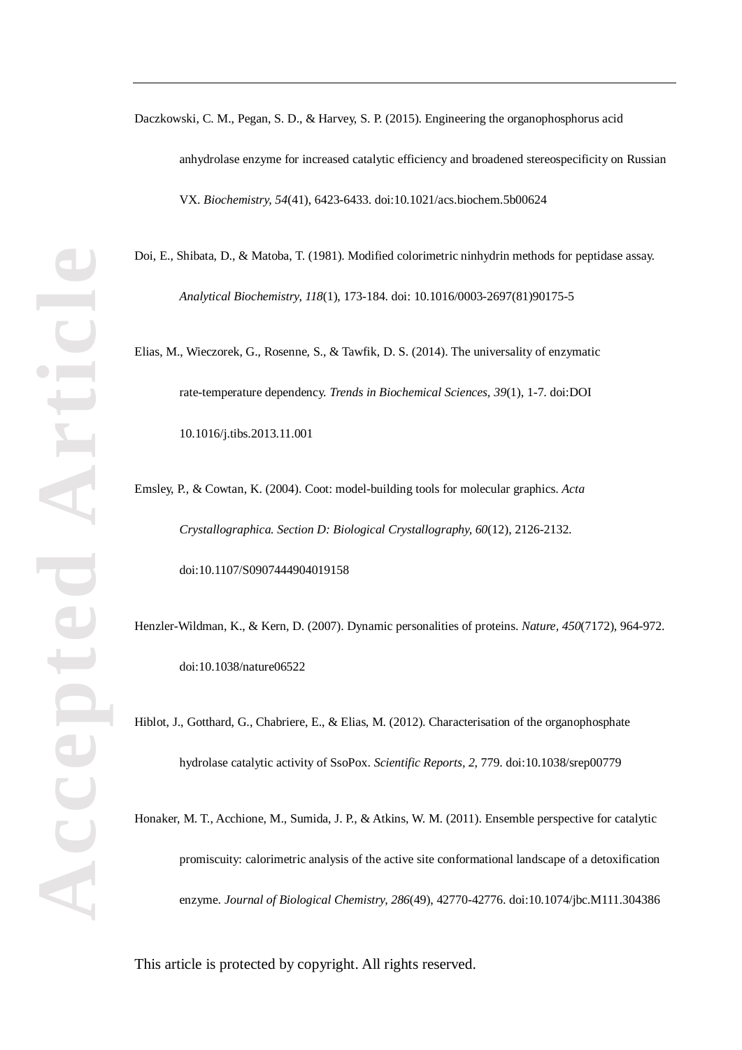Daczkowski, C. M., Pegan, S. D., & Harvey, S. P. (2015). Engineering the organophosphorus acid anhydrolase enzyme for increased catalytic efficiency and broadened stereospecificity on Russian VX. *Biochemistry, 54*(41), 6423-6433. doi:10.1021/acs.biochem.5b00624

Doi, E., Shibata, D., & Matoba, T. (1981). Modified colorimetric ninhydrin methods for peptidase assay. *Analytical Biochemistry, 118*(1), 173-184. doi: 10.1016/0003-2697(81)90175-5

Elias, M., Wieczorek, G., Rosenne, S., & Tawfik, D. S. (2014). The universality of enzymatic rate-temperature dependency. *Trends in Biochemical Sciences, 39*(1), 1-7. doi:DOI 10.1016/j.tibs.2013.11.001

Emsley, P., & Cowtan, K. (2004). Coot: model-building tools for molecular graphics. *Acta Crystallographica. Section D: Biological Crystallography, 60*(12), 2126-2132. doi:10.1107/S0907444904019158

Henzler-Wildman, K., & Kern, D. (2007). Dynamic personalities of proteins. *Nature, 450*(7172), 964-972. doi:10.1038/nature06522

Hiblot, J., Gotthard, G., Chabriere, E., & Elias, M. (2012). Characterisation of the organophosphate hydrolase catalytic activity of SsoPox. *Scientific Reports, 2*, 779. doi:10.1038/srep00779

Honaker, M. T., Acchione, M., Sumida, J. P., & Atkins, W. M. (2011). Ensemble perspective for catalytic promiscuity: calorimetric analysis of the active site conformational landscape of a detoxification enzyme. *Journal of Biological Chemistry, 286*(49), 42770-42776. doi:10.1074/jbc.M111.304386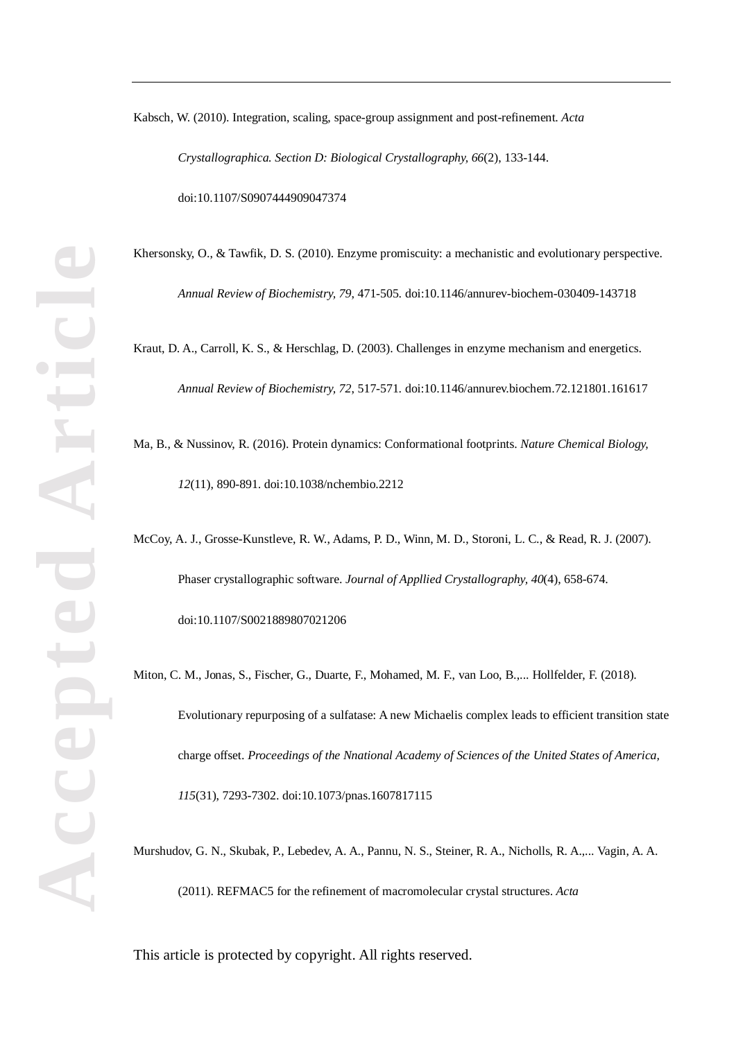Kabsch, W. (2010). Integration, scaling, space-group assignment and post-refinement. *Acta Crystallographica. Section D: Biological Crystallography, 66*(2), 133-144. doi:10.1107/S0907444909047374

Khersonsky, O., & Tawfik, D. S. (2010). Enzyme promiscuity: a mechanistic and evolutionary perspective. *Annual Review of Biochemistry, 79*, 471-505. doi:10.1146/annurev-biochem-030409-143718

Kraut, D. A., Carroll, K. S., & Herschlag, D. (2003). Challenges in enzyme mechanism and energetics. *Annual Review of Biochemistry, 72*, 517-571. doi:10.1146/annurev.biochem.72.121801.161617

Ma, B., & Nussinov, R. (2016). Protein dynamics: Conformational footprints. *Nature Chemical Biology, 12*(11), 890-891. doi:10.1038/nchembio.2212

McCoy, A. J., Grosse-Kunstleve, R. W., Adams, P. D., Winn, M. D., Storoni, L. C., & Read, R. J. (2007). Phaser crystallographic software. *Journal of Appllied Crystallography, 40*(4), 658-674. doi:10.1107/S0021889807021206

Miton, C. M., Jonas, S., Fischer, G., Duarte, F., Mohamed, M. F., van Loo, B.,... Hollfelder, F. (2018). Evolutionary repurposing of a sulfatase: A new Michaelis complex leads to efficient transition state charge offset. *Proceedings of the Nnational Academy of Sciences of the United States of America, 115*(31), 7293-7302. doi:10.1073/pnas.1607817115

Murshudov, G. N., Skubak, P., Lebedev, A. A., Pannu, N. S., Steiner, R. A., Nicholls, R. A.,... Vagin, A. A. (2011). REFMAC5 for the refinement of macromolecular crystal structures. *Acta*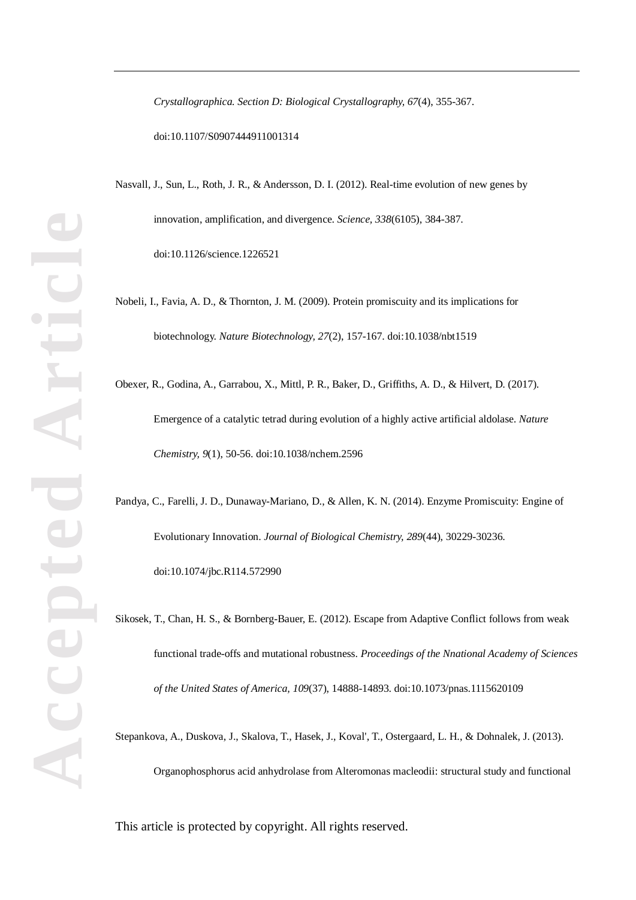*Crystallographica. Section D: Biological Crystallography, 67*(4), 355-367. doi:10.1107/S0907444911001314

Nasvall, J., Sun, L., Roth, J. R., & Andersson, D. I. (2012). Real-time evolution of new genes by innovation, amplification, and divergence. *Science, 338*(6105), 384-387. doi:10.1126/science.1226521

Nobeli, I., Favia, A. D., & Thornton, J. M. (2009). Protein promiscuity and its implications for biotechnology. *Nature Biotechnology, 27*(2), 157-167. doi:10.1038/nbt1519

Obexer, R., Godina, A., Garrabou, X., Mittl, P. R., Baker, D., Griffiths, A. D., & Hilvert, D. (2017). Emergence of a catalytic tetrad during evolution of a highly active artificial aldolase. *Nature Chemistry, 9*(1), 50-56. doi:10.1038/nchem.2596

Pandya, C., Farelli, J. D., Dunaway-Mariano, D., & Allen, K. N. (2014). Enzyme Promiscuity: Engine of Evolutionary Innovation. *Journal of Biological Chemistry, 289*(44), 30229-30236. doi:10.1074/jbc.R114.572990

Sikosek, T., Chan, H. S., & Bornberg-Bauer, E. (2012). Escape from Adaptive Conflict follows from weak functional trade-offs and mutational robustness. *Proceedings of the Nnational Academy of Sciences of the United States of America, 109*(37), 14888-14893. doi:10.1073/pnas.1115620109

Stepankova, A., Duskova, J., Skalova, T., Hasek, J., Koval', T., Ostergaard, L. H., & Dohnalek, J. (2013). Organophosphorus acid anhydrolase from Alteromonas macleodii: structural study and functional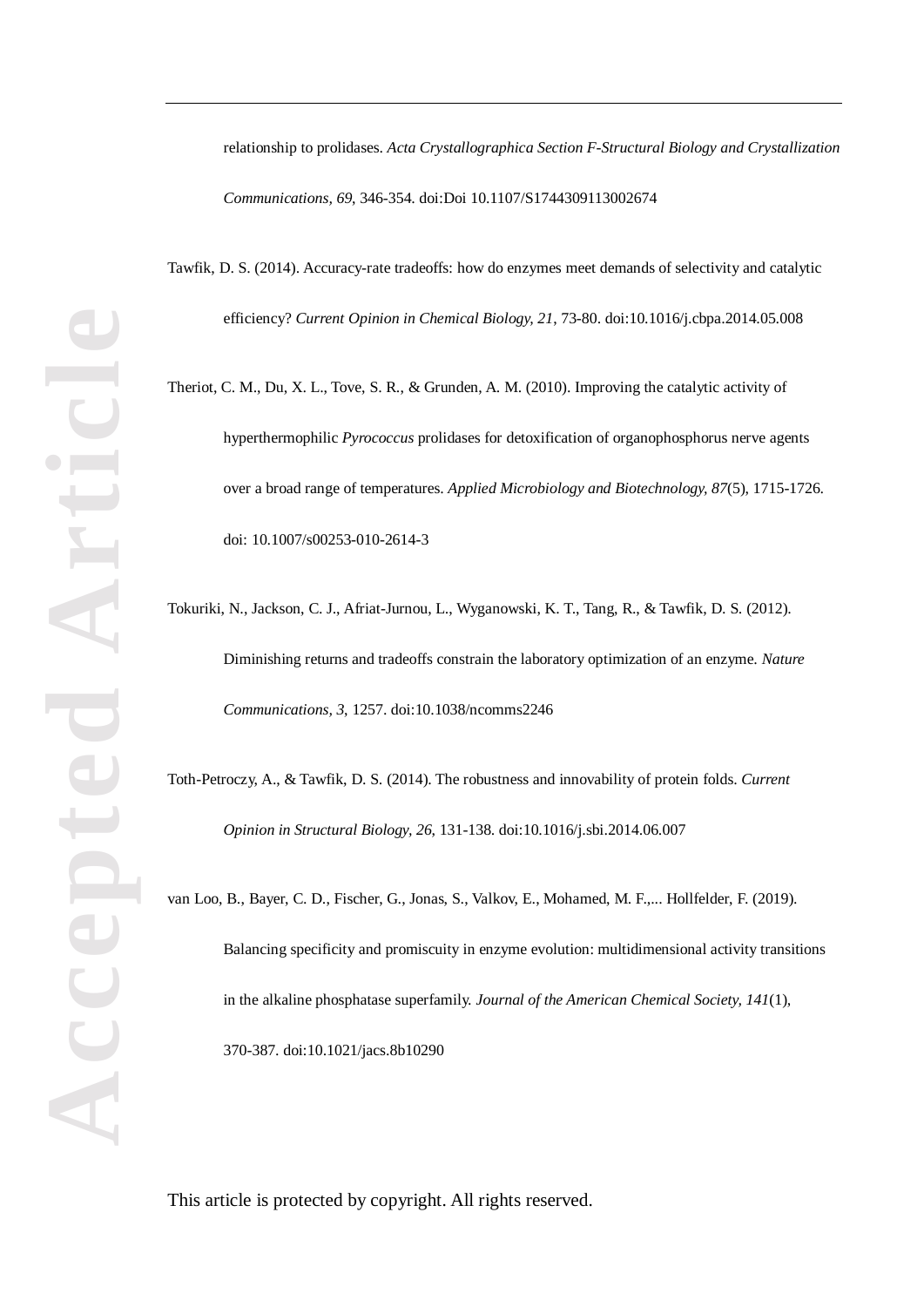relationship to prolidases. *Acta Crystallographica Section F-Structural Biology and Crystallization Communications, 69*, 346-354. doi:Doi 10.1107/S1744309113002674

Tawfik, D. S. (2014). Accuracy-rate tradeoffs: how do enzymes meet demands of selectivity and catalytic efficiency? *Current Opinion in Chemical Biology, 21*, 73-80. doi:10.1016/j.cbpa.2014.05.008

Theriot, C. M., Du, X. L., Tove, S. R., & Grunden, A. M. (2010). Improving the catalytic activity of hyperthermophilic *Pyrococcus* prolidases for detoxification of organophosphorus nerve agents over a broad range of temperatures. *Applied Microbiology and Biotechnology, 87*(5), 1715-1726. doi: 10.1007/s00253-010-2614-3

Tokuriki, N., Jackson, C. J., Afriat-Jurnou, L., Wyganowski, K. T., Tang, R., & Tawfik, D. S. (2012). Diminishing returns and tradeoffs constrain the laboratory optimization of an enzyme. *Nature Communications, 3*, 1257. doi:10.1038/ncomms2246

Toth-Petroczy, A., & Tawfik, D. S. (2014). The robustness and innovability of protein folds. *Current Opinion in Structural Biology, 26*, 131-138. doi:10.1016/j.sbi.2014.06.007

van Loo, B., Bayer, C. D., Fischer, G., Jonas, S., Valkov, E., Mohamed, M. F.,... Hollfelder, F. (2019). Balancing specificity and promiscuity in enzyme evolution: multidimensional activity transitions in the alkaline phosphatase superfamily. *Journal of the American Chemical Society, 141*(1), 370-387. doi:10.1021/jacs.8b10290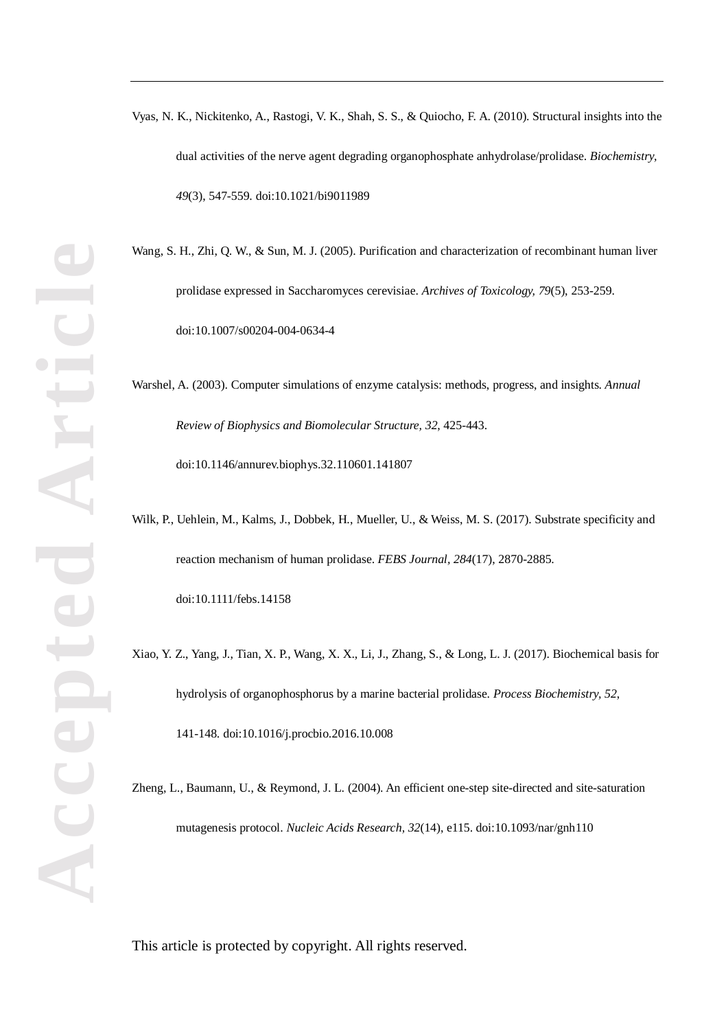Vyas, N. K., Nickitenko, A., Rastogi, V. K., Shah, S. S., & Quiocho, F. A. (2010). Structural insights into the dual activities of the nerve agent degrading organophosphate anhydrolase/prolidase. *Biochemistry, 49*(3), 547-559. doi:10.1021/bi9011989

Wang, S. H., Zhi, Q. W., & Sun, M. J. (2005). Purification and characterization of recombinant human liver prolidase expressed in Saccharomyces cerevisiae. *Archives of Toxicology, 79*(5), 253-259. doi:10.1007/s00204-004-0634-4

Warshel, A. (2003). Computer simulations of enzyme catalysis: methods, progress, and insights. *Annual Review of Biophysics and Biomolecular Structure, 32*, 425-443. doi:10.1146/annurev.biophys.32.110601.141807

Wilk, P., Uehlein, M., Kalms, J., Dobbek, H., Mueller, U., & Weiss, M. S. (2017). Substrate specificity and reaction mechanism of human prolidase. *FEBS Journal, 284*(17), 2870-2885. doi:10.1111/febs.14158

Xiao, Y. Z., Yang, J., Tian, X. P., Wang, X. X., Li, J., Zhang, S., & Long, L. J. (2017). Biochemical basis for hydrolysis of organophosphorus by a marine bacterial prolidase. *Process Biochemistry, 52*, 141-148. doi:10.1016/j.procbio.2016.10.008

Zheng, L., Baumann, U., & Reymond, J. L. (2004). An efficient one-step site-directed and site-saturation mutagenesis protocol. *Nucleic Acids Research, 32*(14), e115. doi:10.1093/nar/gnh110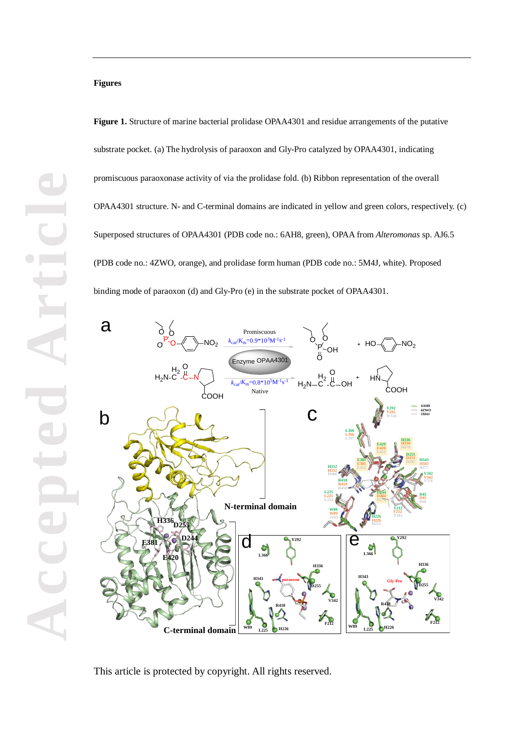**Figures**

**Figure 1.** Structure of marine bacterial prolidase OPAA4301 and residue arrangements of the putative substrate pocket. (a) The hydrolysis of paraoxon and Gly-Pro catalyzed by OPAA4301, indicating promiscuous paraoxonase activity of via the prolidase fold. (b) Ribbon representation of the overall OPAA4301 structure. N- and C-terminal domains are indicated in yellow and green colors, respectively. (c) Superposed structures of OPAA4301 (PDB code no.: 6AH8, green), OPAA from *Alteromonas* sp. AJ6.5 (PDB code no.: 4ZWO, orange), and prolidase form human (PDB code no.: 5M4J, white). Proposed binding mode of paraoxon (d) and Gly-Pro (e) in the substrate pocket of OPAA4301.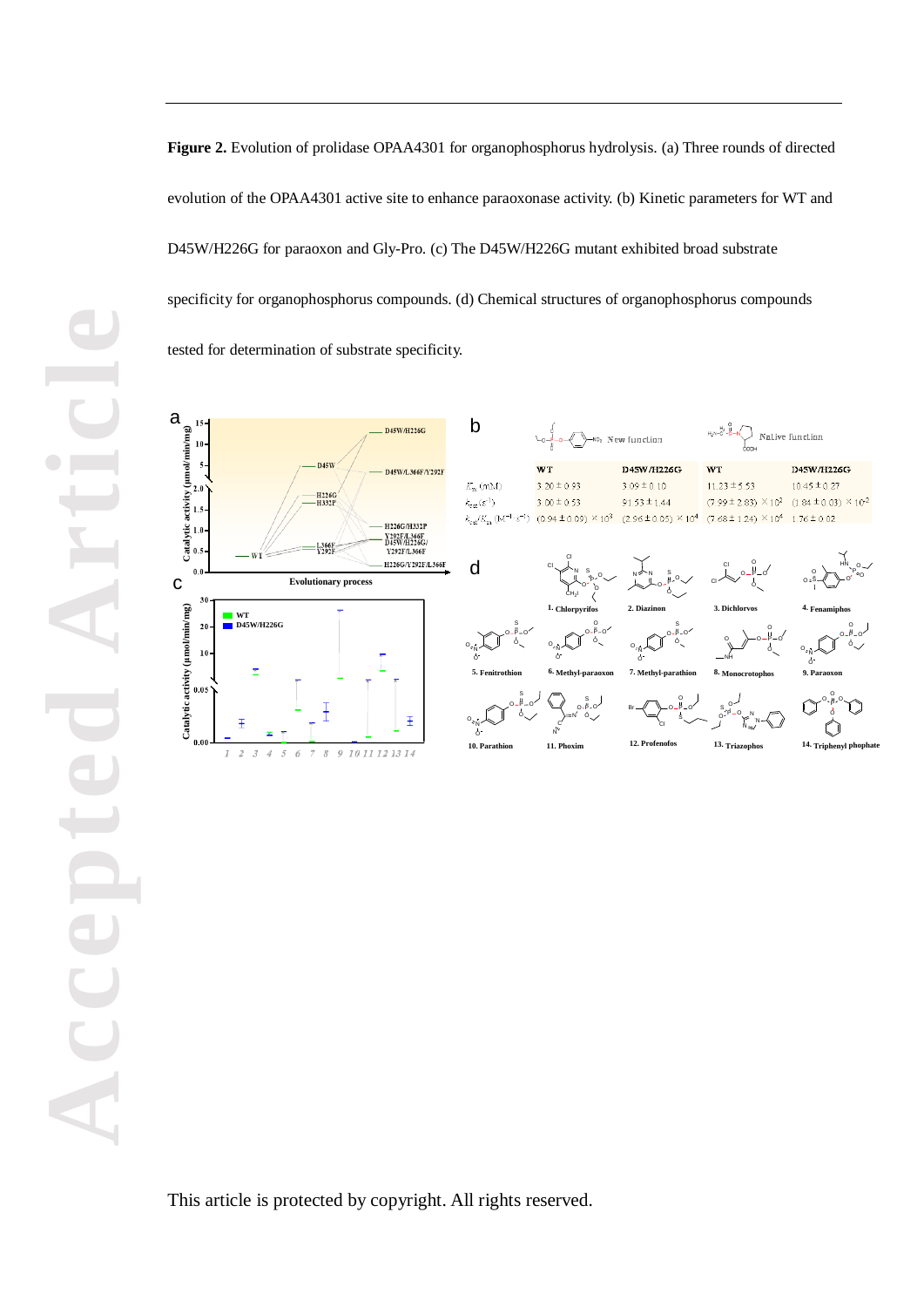**Figure 2.** Evolution of prolidase OPAA4301 for organophosphorus hydrolysis. (a) Three rounds of directed evolution of the OPAA4301 active site to enhance paraoxonase activity. (b) Kinetic parameters for WT and D45W/H226G for paraoxon and Gly-Pro. (c) The D45W/H226G mutant exhibited broad substrate specificity for organophosphorus compounds. (d) Chemical structures of organophosphorus compounds tested for determination of substrate specificity.

| | New function | | Native function | |
|---|---|---|---|---|
| | WT | D45W/H226G | WT | D45W/H226G |
| $K_m$ (mM) | 3.20 ± 0.93 | 3.09 ± 0.10 | 11.23 ± 5.53 | 10.45 ± 0.27 |
| $k_{cat}$ ($s^{-1}$) | 3.00 ± 0.53 | 91.53 ± 1.44 | (7.99 ± 2.83) × $10^2$ | (1.84 ± 0.03) × $10^{-2}$ |
| $k_{cat}/K_m$ ($M^{-1} \cdot s^{-1}$) | (0.94 ± 0.09) × $10^3$ | (2.96 ± 0.05) × $10^4$ | (7.68 ± 1.24) × $10^4$ | 1.76 ± 0.02 |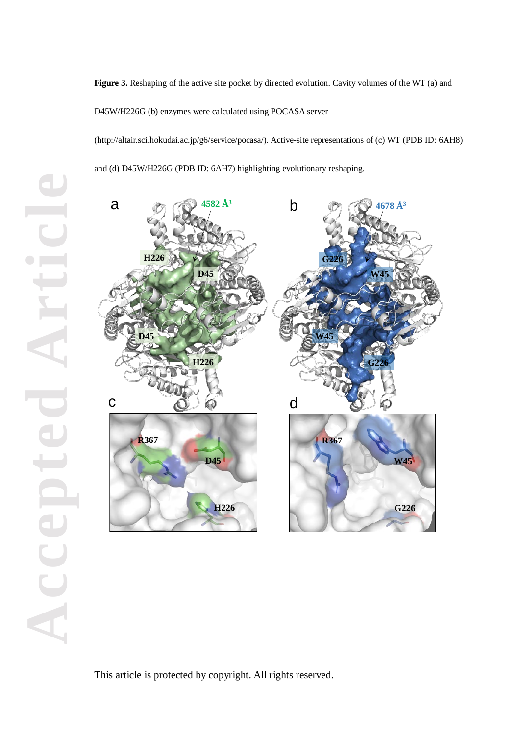**Figure 3.** Reshaping of the active site pocket by directed evolution. Cavity volumes of the WT (a) and D45W/H226G (b) enzymes were calculated using POCASA server (http://altair.sci.hokudai.ac.jp/g6/service/pocasa/). Active-site representations of (c) WT (PDB ID: 6AH8) and (d) D45W/H226G (PDB ID: 6AH7) highlighting evolutionary reshaping.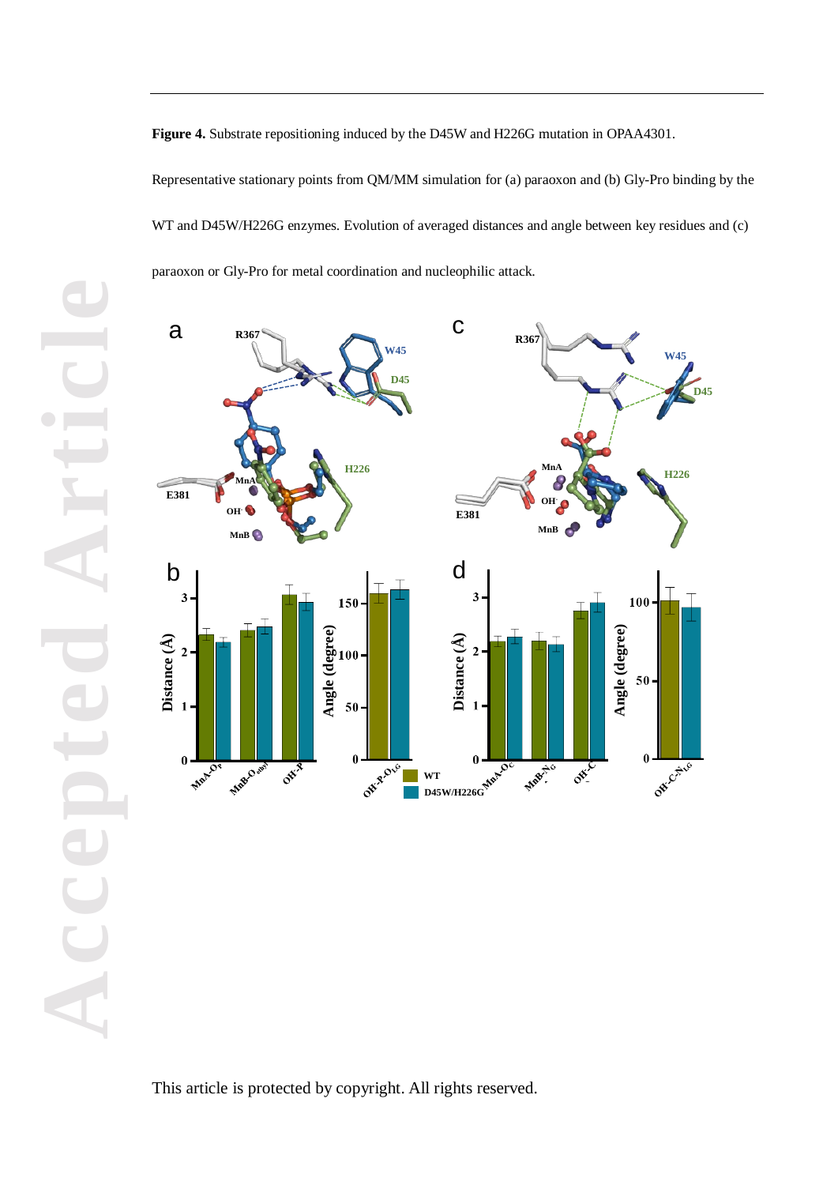**Figure 4.** Substrate repositioning induced by the D45W and H226G mutation in OPAA4301.

Representative stationary points from QM/MM simulation for (a) paraoxon and (b) Gly-Pro binding by the WT and D45W/H226G enzymes. Evolution of averaged distances and angle between key residues and (c) paraoxon or Gly-Pro for metal coordination and nucleophilic attack.

a

R367
W45
D45
H226
E381
MnA
OH⁻
MnB

c

R367
W45
D45
H226
MnA
E381
OH⁻
MnB

b

Distance (Å)
0
1
2
3
MnA-O$_P$
MnB-O$_{ethyl}$
OH-P

Angle (degree)
0
50
100
150
OH-P-O$_{LG}$

WT
D45W/H226G

d

Distance (Å)
0
1
2
3
MnA-O$_C$
MnB-N$_G$
OH-C

Angle (degree)
0
50
100
OH-C-N$_{LG}$